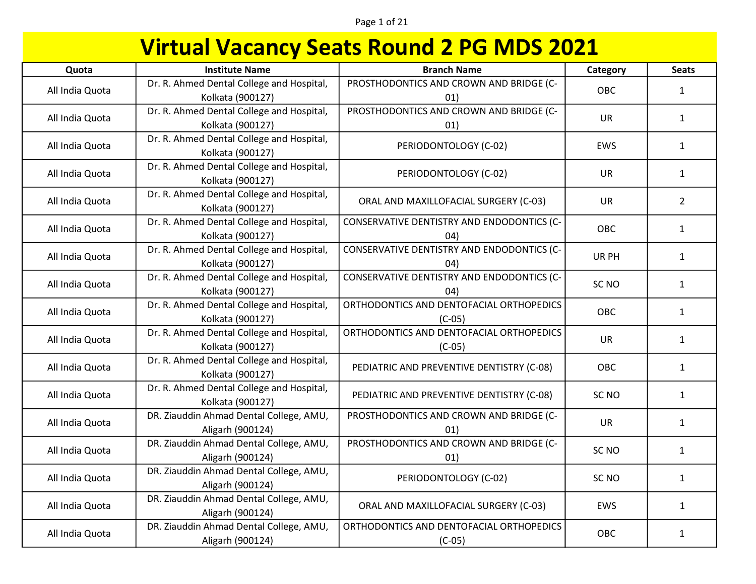# Virtual Vacancy Seats Round 2 PG MDS 2021

| Quota | Institute Name | Branch Name | Category | Seats |
|---|---|---|---|---|
| All India Quota | Dr. R. Ahmed Dental College and Hospital, Kolkata (900127) | PROSTHODONTICS AND CROWN AND BRIDGE (C-01) | OBC | 1 |
| All India Quota | Dr. R. Ahmed Dental College and Hospital, Kolkata (900127) | PROSTHODONTICS AND CROWN AND BRIDGE (C-01) | UR | 1 |
| All India Quota | Dr. R. Ahmed Dental College and Hospital, Kolkata (900127) | PERIODONTOLOGY (C-02) | EWS | 1 |
| All India Quota | Dr. R. Ahmed Dental College and Hospital, Kolkata (900127) | PERIODONTOLOGY (C-02) | UR | 1 |
| All India Quota | Dr. R. Ahmed Dental College and Hospital, Kolkata (900127) | ORAL AND MAXILLOFACIAL SURGERY (C-03) | UR | 2 |
| All India Quota | Dr. R. Ahmed Dental College and Hospital, Kolkata (900127) | CONSERVATIVE DENTISTRY AND ENDODONTICS (C-04) | OBC | 1 |
| All India Quota | Dr. R. Ahmed Dental College and Hospital, Kolkata (900127) | CONSERVATIVE DENTISTRY AND ENDODONTICS (C-04) | UR PH | 1 |
| All India Quota | Dr. R. Ahmed Dental College and Hospital, Kolkata (900127) | CONSERVATIVE DENTISTRY AND ENDODONTICS (C-04) | SC NO | 1 |
| All India Quota | Dr. R. Ahmed Dental College and Hospital, Kolkata (900127) | ORTHODONTICS AND DENTOFACIAL ORTHOPEDICS (C-05) | OBC | 1 |
| All India Quota | Dr. R. Ahmed Dental College and Hospital, Kolkata (900127) | ORTHODONTICS AND DENTOFACIAL ORTHOPEDICS (C-05) | UR | 1 |
| All India Quota | Dr. R. Ahmed Dental College and Hospital, Kolkata (900127) | PEDIATRIC AND PREVENTIVE DENTISTRY (C-08) | OBC | 1 |
| All India Quota | Dr. R. Ahmed Dental College and Hospital, Kolkata (900127) | PEDIATRIC AND PREVENTIVE DENTISTRY (C-08) | SC NO | 1 |
| All India Quota | DR. Ziauddin Ahmad Dental College, AMU, Aligarh (900124) | PROSTHODONTICS AND CROWN AND BRIDGE (C-01) | UR | 1 |
| All India Quota | DR. Ziauddin Ahmad Dental College, AMU, Aligarh (900124) | PROSTHODONTICS AND CROWN AND BRIDGE (C-01) | SC NO | 1 |
| All India Quota | DR. Ziauddin Ahmad Dental College, AMU, Aligarh (900124) | PERIODONTOLOGY (C-02) | SC NO | 1 |
| All India Quota | DR. Ziauddin Ahmad Dental College, AMU, Aligarh (900124) | ORAL AND MAXILLOFACIAL SURGERY (C-03) | EWS | 1 |
| All India Quota | DR. Ziauddin Ahmad Dental College, AMU, Aligarh (900124) | ORTHODONTICS AND DENTOFACIAL ORTHOPEDICS (C-05) | OBC | 1 |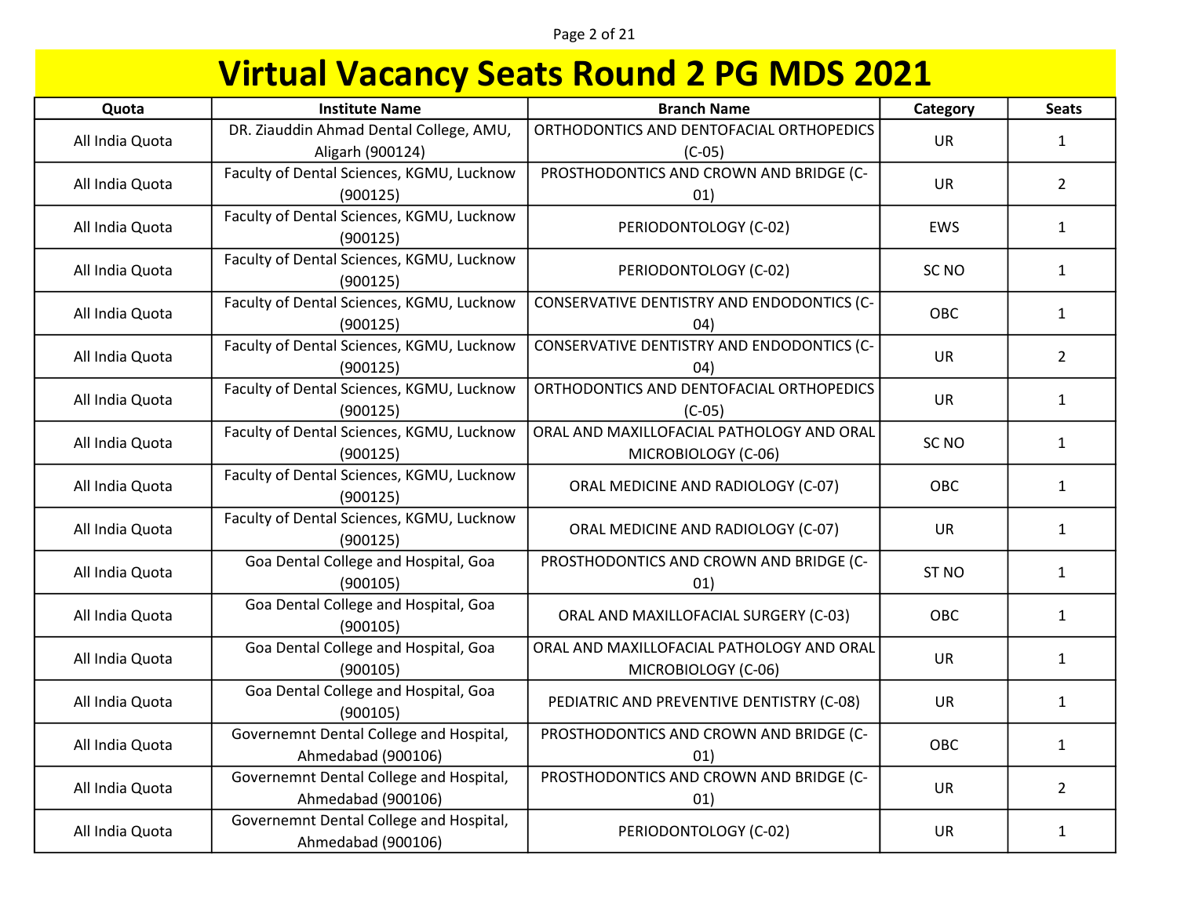# Virtual Vacancy Seats Round 2 PG MDS 2021

| Quota | Institute Name | Branch Name | Category | Seats |
|---|---|---|---|---|
| All India Quota | DR. Ziauddin Ahmad Dental College, AMU, Aligarh (900124) | ORTHODONTICS AND DENTOFACIAL ORTHOPEDICS (C-05) | UR | 1 |
| All India Quota | Faculty of Dental Sciences, KGMU, Lucknow (900125) | PROSTHODONTICS AND CROWN AND BRIDGE (C-01) | UR | 2 |
| All India Quota | Faculty of Dental Sciences, KGMU, Lucknow (900125) | PERIODONTOLOGY (C-02) | EWS | 1 |
| All India Quota | Faculty of Dental Sciences, KGMU, Lucknow (900125) | PERIODONTOLOGY (C-02) | SC NO | 1 |
| All India Quota | Faculty of Dental Sciences, KGMU, Lucknow (900125) | CONSERVATIVE DENTISTRY AND ENDODONTICS (C-04) | OBC | 1 |
| All India Quota | Faculty of Dental Sciences, KGMU, Lucknow (900125) | CONSERVATIVE DENTISTRY AND ENDODONTICS (C-04) | UR | 2 |
| All India Quota | Faculty of Dental Sciences, KGMU, Lucknow (900125) | ORTHODONTICS AND DENTOFACIAL ORTHOPEDICS (C-05) | UR | 1 |
| All India Quota | Faculty of Dental Sciences, KGMU, Lucknow (900125) | ORAL AND MAXILLOFACIAL PATHOLOGY AND ORAL MICROBIOLOGY (C-06) | SC NO | 1 |
| All India Quota | Faculty of Dental Sciences, KGMU, Lucknow (900125) | ORAL MEDICINE AND RADIOLOGY (C-07) | OBC | 1 |
| All India Quota | Faculty of Dental Sciences, KGMU, Lucknow (900125) | ORAL MEDICINE AND RADIOLOGY (C-07) | UR | 1 |
| All India Quota | Goa Dental College and Hospital, Goa (900105) | PROSTHODONTICS AND CROWN AND BRIDGE (C-01) | ST NO | 1 |
| All India Quota | Goa Dental College and Hospital, Goa (900105) | ORAL AND MAXILLOFACIAL SURGERY (C-03) | OBC | 1 |
| All India Quota | Goa Dental College and Hospital, Goa (900105) | ORAL AND MAXILLOFACIAL PATHOLOGY AND ORAL MICROBIOLOGY (C-06) | UR | 1 |
| All India Quota | Goa Dental College and Hospital, Goa (900105) | PEDIATRIC AND PREVENTIVE DENTISTRY (C-08) | UR | 1 |
| All India Quota | Governemnt Dental College and Hospital, Ahmedabad (900106) | PROSTHODONTICS AND CROWN AND BRIDGE (C-01) | OBC | 1 |
| All India Quota | Governemnt Dental College and Hospital, Ahmedabad (900106) | PROSTHODONTICS AND CROWN AND BRIDGE (C-01) | UR | 2 |
| All India Quota | Governemnt Dental College and Hospital, Ahmedabad (900106) | PERIODONTOLOGY (C-02) | UR | 1 |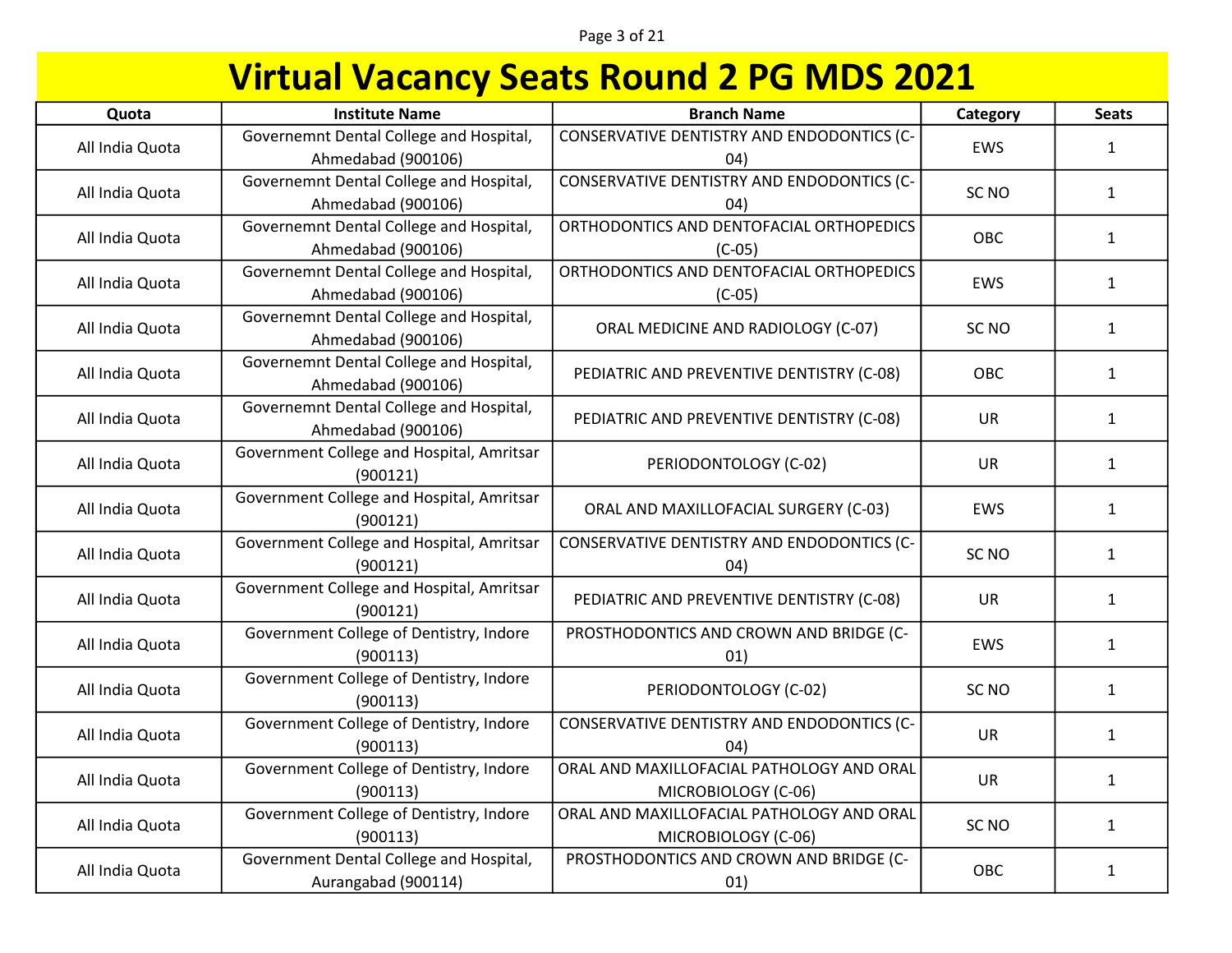# Virtual Vacancy Seats Round 2 PG MDS 2021

| Quota | Institute Name | Branch Name | Category | Seats |
|---|---|---|---|---|
| All India Quota | Governemnt Dental College and Hospital, Ahmedabad (900106) | CONSERVATIVE DENTISTRY AND ENDODONTICS (C-04) | EWS | 1 |
| All India Quota | Governemnt Dental College and Hospital, Ahmedabad (900106) | CONSERVATIVE DENTISTRY AND ENDODONTICS (C-04) | SC NO | 1 |
| All India Quota | Governemnt Dental College and Hospital, Ahmedabad (900106) | ORTHODONTICS AND DENTOFACIAL ORTHOPEDICS (C-05) | OBC | 1 |
| All India Quota | Governemnt Dental College and Hospital, Ahmedabad (900106) | ORTHODONTICS AND DENTOFACIAL ORTHOPEDICS (C-05) | EWS | 1 |
| All India Quota | Governemnt Dental College and Hospital, Ahmedabad (900106) | ORAL MEDICINE AND RADIOLOGY (C-07) | SC NO | 1 |
| All India Quota | Governemnt Dental College and Hospital, Ahmedabad (900106) | PEDIATRIC AND PREVENTIVE DENTISTRY (C-08) | OBC | 1 |
| All India Quota | Governemnt Dental College and Hospital, Ahmedabad (900106) | PEDIATRIC AND PREVENTIVE DENTISTRY (C-08) | UR | 1 |
| All India Quota | Government College and Hospital, Amritsar (900121) | PERIODONTOLOGY (C-02) | UR | 1 |
| All India Quota | Government College and Hospital, Amritsar (900121) | ORAL AND MAXILLOFACIAL SURGERY (C-03) | EWS | 1 |
| All India Quota | Government College and Hospital, Amritsar (900121) | CONSERVATIVE DENTISTRY AND ENDODONTICS (C-04) | SC NO | 1 |
| All India Quota | Government College and Hospital, Amritsar (900121) | PEDIATRIC AND PREVENTIVE DENTISTRY (C-08) | UR | 1 |
| All India Quota | Government College of Dentistry, Indore (900113) | PROSTHODONTICS AND CROWN AND BRIDGE (C-01) | EWS | 1 |
| All India Quota | Government College of Dentistry, Indore (900113) | PERIODONTOLOGY (C-02) | SC NO | 1 |
| All India Quota | Government College of Dentistry, Indore (900113) | CONSERVATIVE DENTISTRY AND ENDODONTICS (C-04) | UR | 1 |
| All India Quota | Government College of Dentistry, Indore (900113) | ORAL AND MAXILLOFACIAL PATHOLOGY AND ORAL MICROBIOLOGY (C-06) | UR | 1 |
| All India Quota | Government College of Dentistry, Indore (900113) | ORAL AND MAXILLOFACIAL PATHOLOGY AND ORAL MICROBIOLOGY (C-06) | SC NO | 1 |
| All India Quota | Government Dental College and Hospital, Aurangabad (900114) | PROSTHODONTICS AND CROWN AND BRIDGE (C-01) | OBC | 1 |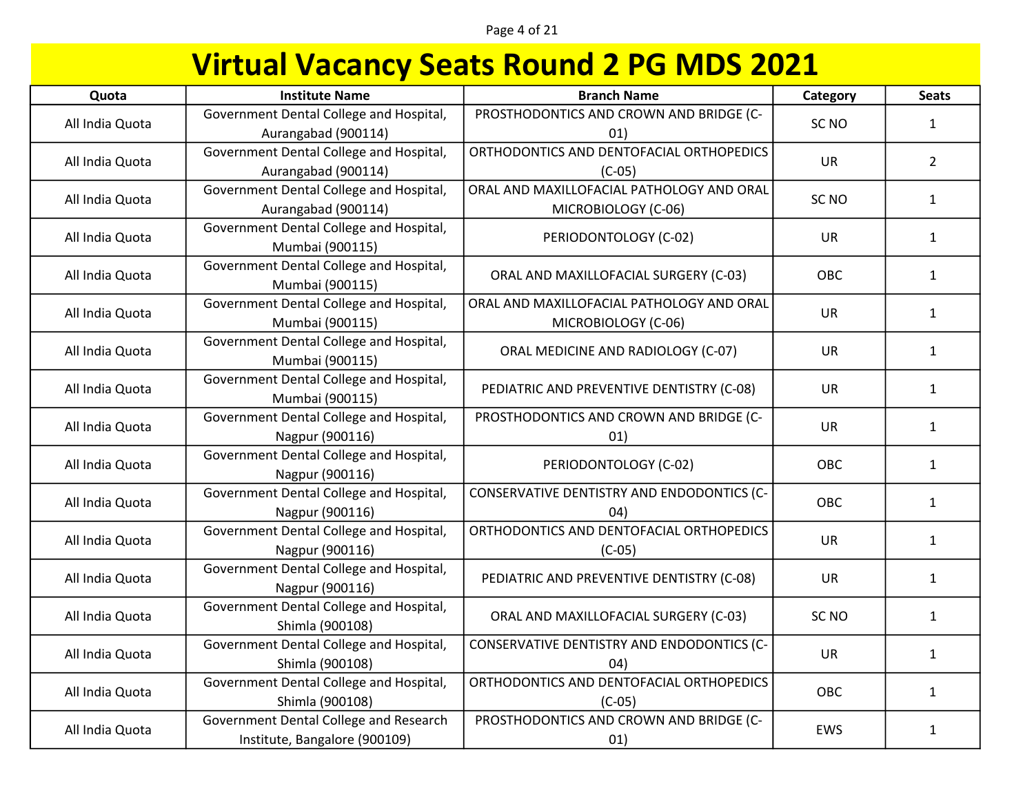# Virtual Vacancy Seats Round 2 PG MDS 2021

| Quota | Institute Name | Branch Name | Category | Seats |
|---|---|---|---|---|
| All India Quota | Government Dental College and Hospital, Aurangabad (900114) | PROSTHODONTICS AND CROWN AND BRIDGE (C-01) | SC NO | 1 |
| All India Quota | Government Dental College and Hospital, Aurangabad (900114) | ORTHODONTICS AND DENTOFACIAL ORTHOPEDICS (C-05) | UR | 2 |
| All India Quota | Government Dental College and Hospital, Aurangabad (900114) | ORAL AND MAXILLOFACIAL PATHOLOGY AND ORAL MICROBIOLOGY (C-06) | SC NO | 1 |
| All India Quota | Government Dental College and Hospital, Mumbai (900115) | PERIODONTOLOGY (C-02) | UR | 1 |
| All India Quota | Government Dental College and Hospital, Mumbai (900115) | ORAL AND MAXILLOFACIAL SURGERY (C-03) | OBC | 1 |
| All India Quota | Government Dental College and Hospital, Mumbai (900115) | ORAL AND MAXILLOFACIAL PATHOLOGY AND ORAL MICROBIOLOGY (C-06) | UR | 1 |
| All India Quota | Government Dental College and Hospital, Mumbai (900115) | ORAL MEDICINE AND RADIOLOGY (C-07) | UR | 1 |
| All India Quota | Government Dental College and Hospital, Mumbai (900115) | PEDIATRIC AND PREVENTIVE DENTISTRY (C-08) | UR | 1 |
| All India Quota | Government Dental College and Hospital, Nagpur (900116) | PROSTHODONTICS AND CROWN AND BRIDGE (C-01) | UR | 1 |
| All India Quota | Government Dental College and Hospital, Nagpur (900116) | PERIODONTOLOGY (C-02) | OBC | 1 |
| All India Quota | Government Dental College and Hospital, Nagpur (900116) | CONSERVATIVE DENTISTRY AND ENDODONTICS (C-04) | OBC | 1 |
| All India Quota | Government Dental College and Hospital, Nagpur (900116) | ORTHODONTICS AND DENTOFACIAL ORTHOPEDICS (C-05) | UR | 1 |
| All India Quota | Government Dental College and Hospital, Nagpur (900116) | PEDIATRIC AND PREVENTIVE DENTISTRY (C-08) | UR | 1 |
| All India Quota | Government Dental College and Hospital, Shimla (900108) | ORAL AND MAXILLOFACIAL SURGERY (C-03) | SC NO | 1 |
| All India Quota | Government Dental College and Hospital, Shimla (900108) | CONSERVATIVE DENTISTRY AND ENDODONTICS (C-04) | UR | 1 |
| All India Quota | Government Dental College and Hospital, Shimla (900108) | ORTHODONTICS AND DENTOFACIAL ORTHOPEDICS (C-05) | OBC | 1 |
| All India Quota | Government Dental College and Research Institute, Bangalore (900109) | PROSTHODONTICS AND CROWN AND BRIDGE (C-01) | EWS | 1 |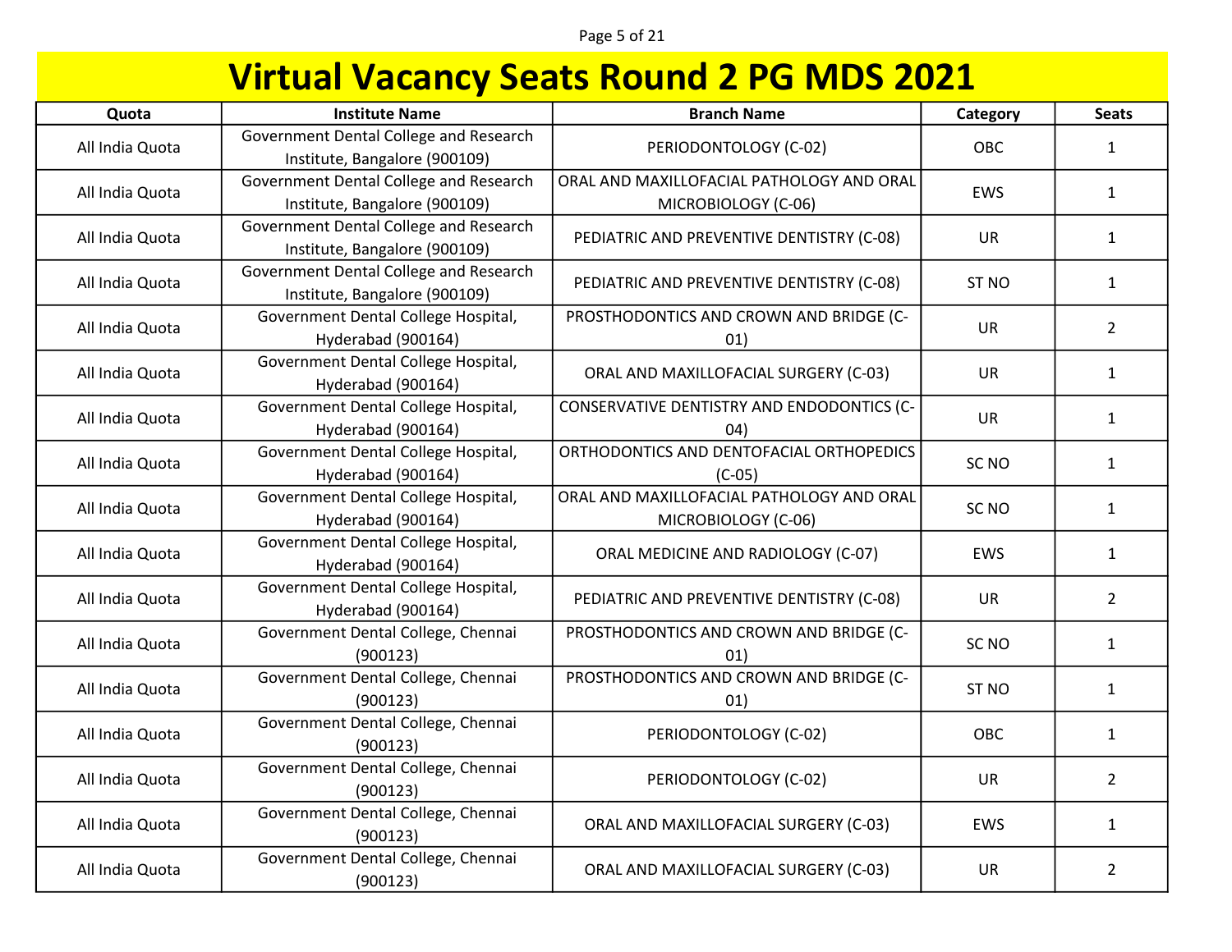# Virtual Vacancy Seats Round 2 PG MDS 2021

| Quota | Institute Name | Branch Name | Category | Seats |
|---|---|---|---|---|
| All India Quota | Government Dental College and Research Institute, Bangalore (900109) | PERIODONTOLOGY (C-02) | OBC | 1 |
| All India Quota | Government Dental College and Research Institute, Bangalore (900109) | ORAL AND MAXILLOFACIAL PATHOLOGY AND ORAL MICROBIOLOGY (C-06) | EWS | 1 |
| All India Quota | Government Dental College and Research Institute, Bangalore (900109) | PEDIATRIC AND PREVENTIVE DENTISTRY (C-08) | UR | 1 |
| All India Quota | Government Dental College and Research Institute, Bangalore (900109) | PEDIATRIC AND PREVENTIVE DENTISTRY (C-08) | ST NO | 1 |
| All India Quota | Government Dental College Hospital, Hyderabad (900164) | PROSTHODONTICS AND CROWN AND BRIDGE (C-01) | UR | 2 |
| All India Quota | Government Dental College Hospital, Hyderabad (900164) | ORAL AND MAXILLOFACIAL SURGERY (C-03) | UR | 1 |
| All India Quota | Government Dental College Hospital, Hyderabad (900164) | CONSERVATIVE DENTISTRY AND ENDODONTICS (C-04) | UR | 1 |
| All India Quota | Government Dental College Hospital, Hyderabad (900164) | ORTHODONTICS AND DENTOFACIAL ORTHOPEDICS (C-05) | SC NO | 1 |
| All India Quota | Government Dental College Hospital, Hyderabad (900164) | ORAL AND MAXILLOFACIAL PATHOLOGY AND ORAL MICROBIOLOGY (C-06) | SC NO | 1 |
| All India Quota | Government Dental College Hospital, Hyderabad (900164) | ORAL MEDICINE AND RADIOLOGY (C-07) | EWS | 1 |
| All India Quota | Government Dental College Hospital, Hyderabad (900164) | PEDIATRIC AND PREVENTIVE DENTISTRY (C-08) | UR | 2 |
| All India Quota | Government Dental College, Chennai (900123) | PROSTHODONTICS AND CROWN AND BRIDGE (C-01) | SC NO | 1 |
| All India Quota | Government Dental College, Chennai (900123) | PROSTHODONTICS AND CROWN AND BRIDGE (C-01) | ST NO | 1 |
| All India Quota | Government Dental College, Chennai (900123) | PERIODONTOLOGY (C-02) | OBC | 1 |
| All India Quota | Government Dental College, Chennai (900123) | PERIODONTOLOGY (C-02) | UR | 2 |
| All India Quota | Government Dental College, Chennai (900123) | ORAL AND MAXILLOFACIAL SURGERY (C-03) | EWS | 1 |
| All India Quota | Government Dental College, Chennai (900123) | ORAL AND MAXILLOFACIAL SURGERY (C-03) | UR | 2 |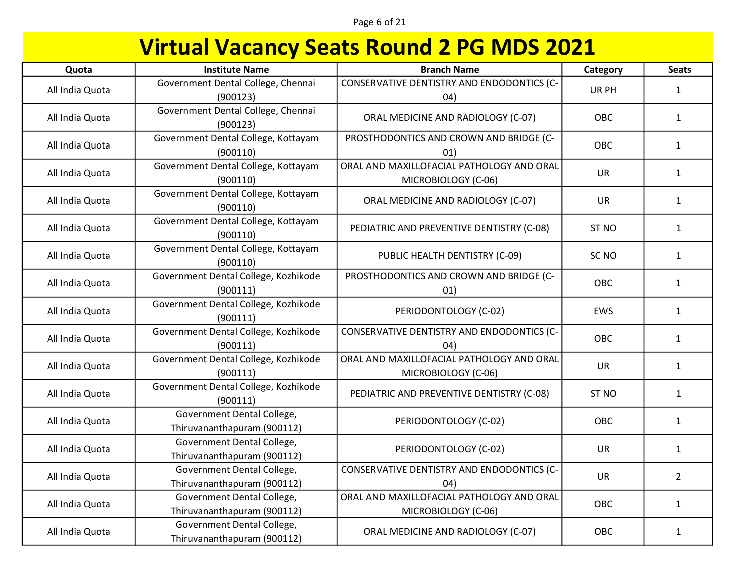# Virtual Vacancy Seats Round 2 PG MDS 2021

| Quota | Institute Name | Branch Name | Category | Seats |
|---|---|---|---|---|
| All India Quota | Government Dental College, Chennai (900123) | CONSERVATIVE DENTISTRY AND ENDODONTICS (C-04) | UR PH | 1 |
| All India Quota | Government Dental College, Chennai (900123) | ORAL MEDICINE AND RADIOLOGY (C-07) | OBC | 1 |
| All India Quota | Government Dental College, Kottayam (900110) | PROSTHODONTICS AND CROWN AND BRIDGE (C-01) | OBC | 1 |
| All India Quota | Government Dental College, Kottayam (900110) | ORAL AND MAXILLOFACIAL PATHOLOGY AND ORAL MICROBIOLOGY (C-06) | UR | 1 |
| All India Quota | Government Dental College, Kottayam (900110) | ORAL MEDICINE AND RADIOLOGY (C-07) | UR | 1 |
| All India Quota | Government Dental College, Kottayam (900110) | PEDIATRIC AND PREVENTIVE DENTISTRY (C-08) | ST NO | 1 |
| All India Quota | Government Dental College, Kottayam (900110) | PUBLIC HEALTH DENTISTRY (C-09) | SC NO | 1 |
| All India Quota | Government Dental College, Kozhikode (900111) | PROSTHODONTICS AND CROWN AND BRIDGE (C-01) | OBC | 1 |
| All India Quota | Government Dental College, Kozhikode (900111) | PERIODONTOLOGY (C-02) | EWS | 1 |
| All India Quota | Government Dental College, Kozhikode (900111) | CONSERVATIVE DENTISTRY AND ENDODONTICS (C-04) | OBC | 1 |
| All India Quota | Government Dental College, Kozhikode (900111) | ORAL AND MAXILLOFACIAL PATHOLOGY AND ORAL MICROBIOLOGY (C-06) | UR | 1 |
| All India Quota | Government Dental College, Kozhikode (900111) | PEDIATRIC AND PREVENTIVE DENTISTRY (C-08) | ST NO | 1 |
| All India Quota | Government Dental College, Thiruvananthapuram (900112) | PERIODONTOLOGY (C-02) | OBC | 1 |
| All India Quota | Government Dental College, Thiruvananthapuram (900112) | PERIODONTOLOGY (C-02) | UR | 1 |
| All India Quota | Government Dental College, Thiruvananthapuram (900112) | CONSERVATIVE DENTISTRY AND ENDODONTICS (C-04) | UR | 2 |
| All India Quota | Government Dental College, Thiruvananthapuram (900112) | ORAL AND MAXILLOFACIAL PATHOLOGY AND ORAL MICROBIOLOGY (C-06) | OBC | 1 |
| All India Quota | Government Dental College, Thiruvananthapuram (900112) | ORAL MEDICINE AND RADIOLOGY (C-07) | OBC | 1 |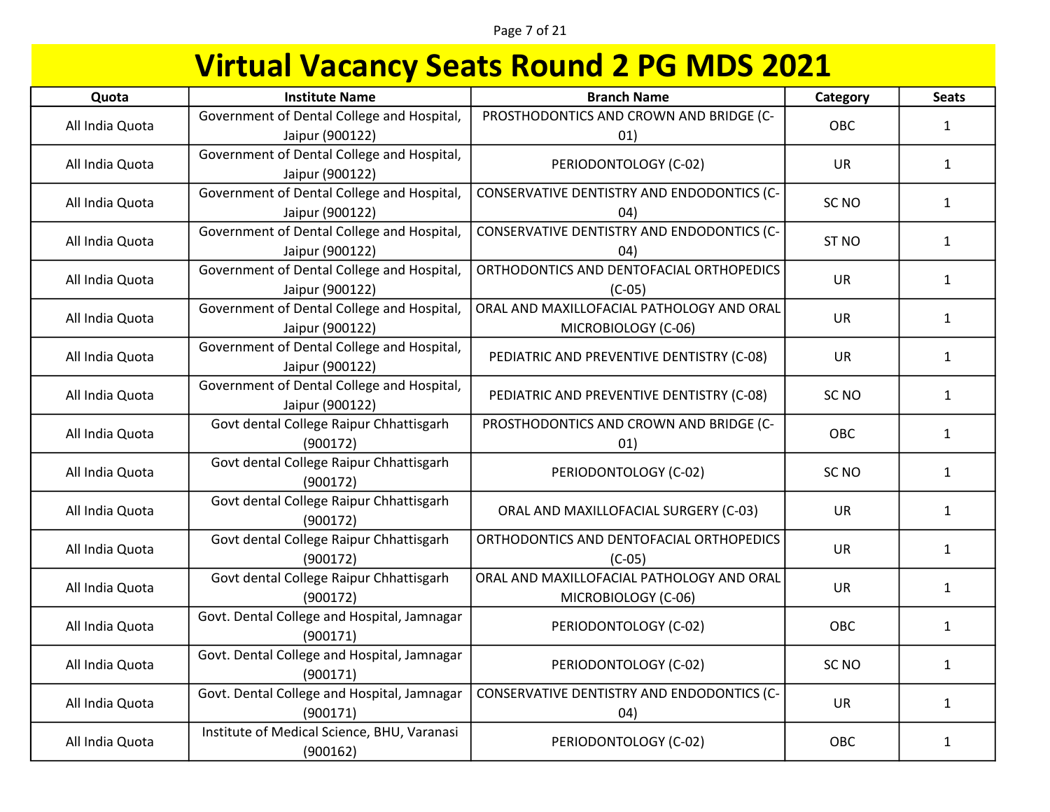# Virtual Vacancy Seats Round 2 PG MDS 2021

| Quota | Institute Name | Branch Name | Category | Seats |
|---|---|---|---|---|
| All India Quota | Government of Dental College and Hospital, Jaipur (900122) | PROSTHODONTICS AND CROWN AND BRIDGE (C-01) | OBC | 1 |
| All India Quota | Government of Dental College and Hospital, Jaipur (900122) | PERIODONTOLOGY (C-02) | UR | 1 |
| All India Quota | Government of Dental College and Hospital, Jaipur (900122) | CONSERVATIVE DENTISTRY AND ENDODONTICS (C-04) | SC NO | 1 |
| All India Quota | Government of Dental College and Hospital, Jaipur (900122) | CONSERVATIVE DENTISTRY AND ENDODONTICS (C-04) | ST NO | 1 |
| All India Quota | Government of Dental College and Hospital, Jaipur (900122) | ORTHODONTICS AND DENTOFACIAL ORTHOPEDICS (C-05) | UR | 1 |
| All India Quota | Government of Dental College and Hospital, Jaipur (900122) | ORAL AND MAXILLOFACIAL PATHOLOGY AND ORAL MICROBIOLOGY (C-06) | UR | 1 |
| All India Quota | Government of Dental College and Hospital, Jaipur (900122) | PEDIATRIC AND PREVENTIVE DENTISTRY (C-08) | UR | 1 |
| All India Quota | Government of Dental College and Hospital, Jaipur (900122) | PEDIATRIC AND PREVENTIVE DENTISTRY (C-08) | SC NO | 1 |
| All India Quota | Govt dental College Raipur Chhattisgarh (900172) | PROSTHODONTICS AND CROWN AND BRIDGE (C-01) | OBC | 1 |
| All India Quota | Govt dental College Raipur Chhattisgarh (900172) | PERIODONTOLOGY (C-02) | SC NO | 1 |
| All India Quota | Govt dental College Raipur Chhattisgarh (900172) | ORAL AND MAXILLOFACIAL SURGERY (C-03) | UR | 1 |
| All India Quota | Govt dental College Raipur Chhattisgarh (900172) | ORTHODONTICS AND DENTOFACIAL ORTHOPEDICS (C-05) | UR | 1 |
| All India Quota | Govt dental College Raipur Chhattisgarh (900172) | ORAL AND MAXILLOFACIAL PATHOLOGY AND ORAL MICROBIOLOGY (C-06) | UR | 1 |
| All India Quota | Govt. Dental College and Hospital, Jamnagar (900171) | PERIODONTOLOGY (C-02) | OBC | 1 |
| All India Quota | Govt. Dental College and Hospital, Jamnagar (900171) | PERIODONTOLOGY (C-02) | SC NO | 1 |
| All India Quota | Govt. Dental College and Hospital, Jamnagar (900171) | CONSERVATIVE DENTISTRY AND ENDODONTICS (C-04) | UR | 1 |
| All India Quota | Institute of Medical Science, BHU, Varanasi (900162) | PERIODONTOLOGY (C-02) | OBC | 1 |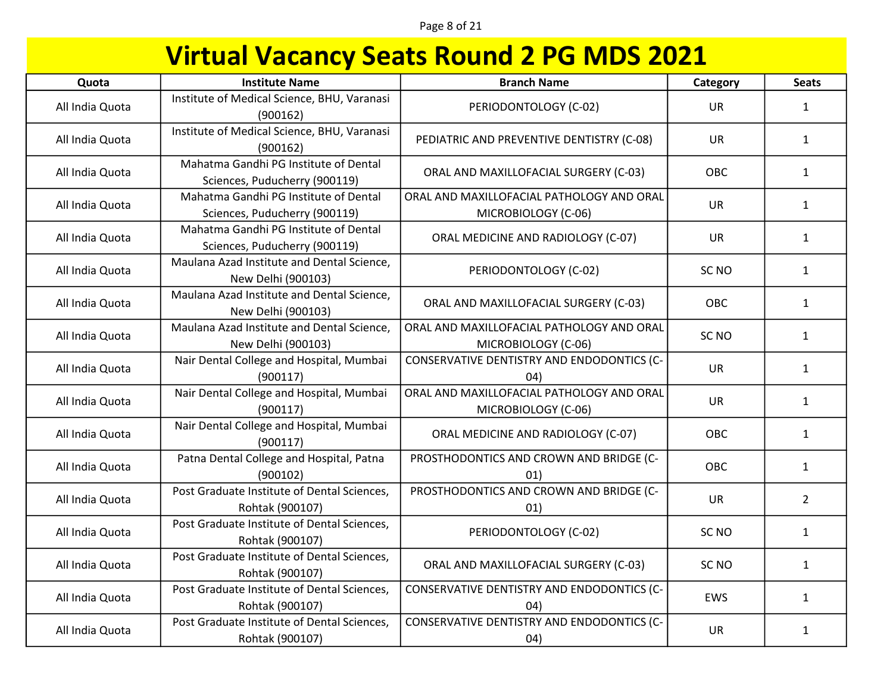# Virtual Vacancy Seats Round 2 PG MDS 2021

| Quota | Institute Name | Branch Name | Category | Seats |
|---|---|---|---|---|
| All India Quota | Institute of Medical Science, BHU, Varanasi (900162) | PERIODONTOLOGY (C-02) | UR | 1 |
| All India Quota | Institute of Medical Science, BHU, Varanasi (900162) | PEDIATRIC AND PREVENTIVE DENTISTRY (C-08) | UR | 1 |
| All India Quota | Mahatma Gandhi PG Institute of Dental Sciences, Puducherry (900119) | ORAL AND MAXILLOFACIAL SURGERY (C-03) | OBC | 1 |
| All India Quota | Mahatma Gandhi PG Institute of Dental Sciences, Puducherry (900119) | ORAL AND MAXILLOFACIAL PATHOLOGY AND ORAL MICROBIOLOGY (C-06) | UR | 1 |
| All India Quota | Mahatma Gandhi PG Institute of Dental Sciences, Puducherry (900119) | ORAL MEDICINE AND RADIOLOGY (C-07) | UR | 1 |
| All India Quota | Maulana Azad Institute and Dental Science, New Delhi (900103) | PERIODONTOLOGY (C-02) | SC NO | 1 |
| All India Quota | Maulana Azad Institute and Dental Science, New Delhi (900103) | ORAL AND MAXILLOFACIAL SURGERY (C-03) | OBC | 1 |
| All India Quota | Maulana Azad Institute and Dental Science, New Delhi (900103) | ORAL AND MAXILLOFACIAL PATHOLOGY AND ORAL MICROBIOLOGY (C-06) | SC NO | 1 |
| All India Quota | Nair Dental College and Hospital, Mumbai (900117) | CONSERVATIVE DENTISTRY AND ENDODONTICS (C-04) | UR | 1 |
| All India Quota | Nair Dental College and Hospital, Mumbai (900117) | ORAL AND MAXILLOFACIAL PATHOLOGY AND ORAL MICROBIOLOGY (C-06) | UR | 1 |
| All India Quota | Nair Dental College and Hospital, Mumbai (900117) | ORAL MEDICINE AND RADIOLOGY (C-07) | OBC | 1 |
| All India Quota | Patna Dental College and Hospital, Patna (900102) | PROSTHODONTICS AND CROWN AND BRIDGE (C-01) | OBC | 1 |
| All India Quota | Post Graduate Institute of Dental Sciences, Rohtak (900107) | PROSTHODONTICS AND CROWN AND BRIDGE (C-01) | UR | 2 |
| All India Quota | Post Graduate Institute of Dental Sciences, Rohtak (900107) | PERIODONTOLOGY (C-02) | SC NO | 1 |
| All India Quota | Post Graduate Institute of Dental Sciences, Rohtak (900107) | ORAL AND MAXILLOFACIAL SURGERY (C-03) | SC NO | 1 |
| All India Quota | Post Graduate Institute of Dental Sciences, Rohtak (900107) | CONSERVATIVE DENTISTRY AND ENDODONTICS (C-04) | EWS | 1 |
| All India Quota | Post Graduate Institute of Dental Sciences, Rohtak (900107) | CONSERVATIVE DENTISTRY AND ENDODONTICS (C-04) | UR | 1 |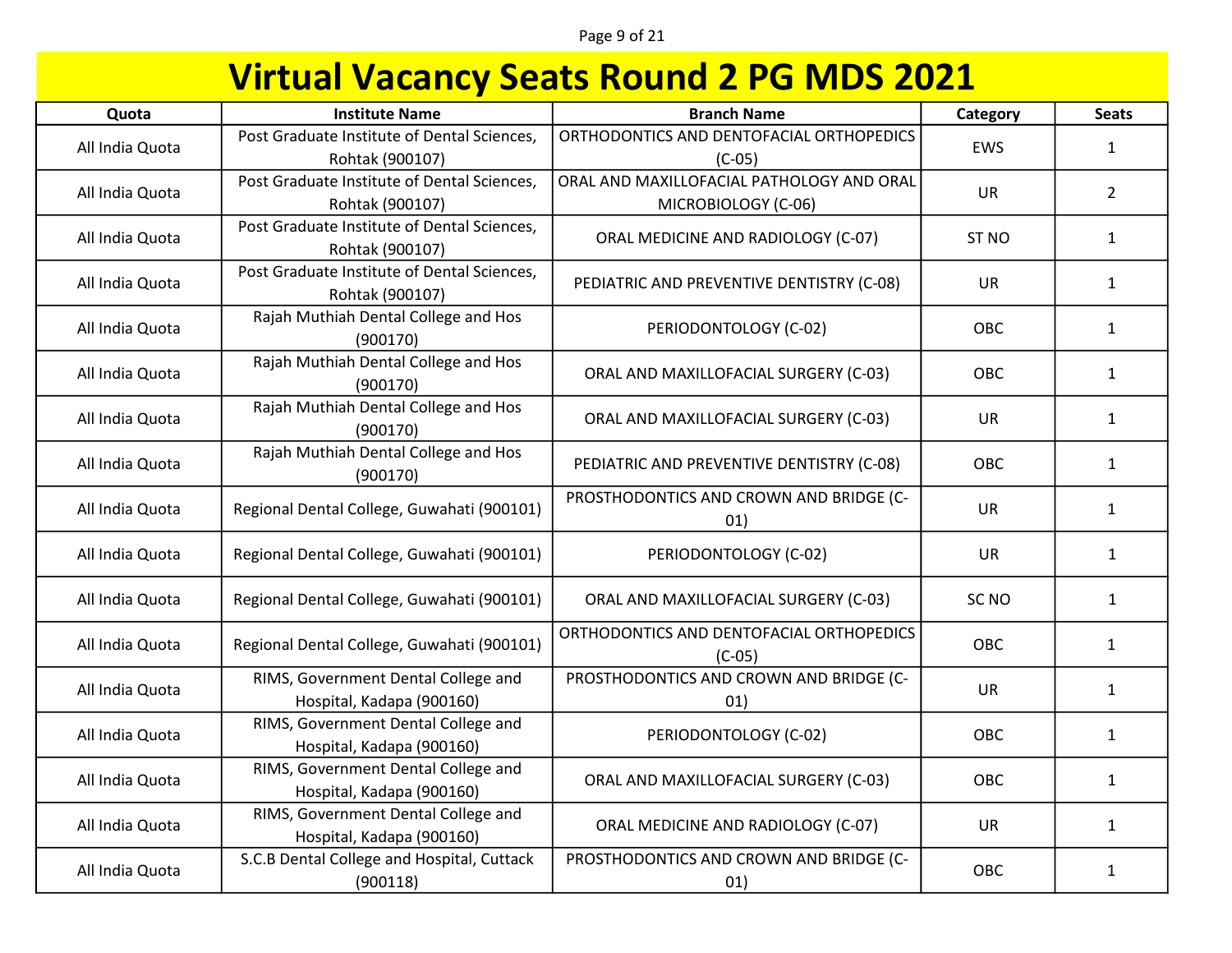# Virtual Vacancy Seats Round 2 PG MDS 2021

| Quota | Institute Name | Branch Name | Category | Seats |
|---|---|---|---|---|
| All India Quota | Post Graduate Institute of Dental Sciences, Rohtak (900107) | ORTHODONTICS AND DENTOFACIAL ORTHOPEDICS (C-05) | EWS | 1 |
| All India Quota | Post Graduate Institute of Dental Sciences, Rohtak (900107) | ORAL AND MAXILLOFACIAL PATHOLOGY AND ORAL MICROBIOLOGY (C-06) | UR | 2 |
| All India Quota | Post Graduate Institute of Dental Sciences, Rohtak (900107) | ORAL MEDICINE AND RADIOLOGY (C-07) | ST NO | 1 |
| All India Quota | Post Graduate Institute of Dental Sciences, Rohtak (900107) | PEDIATRIC AND PREVENTIVE DENTISTRY (C-08) | UR | 1 |
| All India Quota | Rajah Muthiah Dental College and Hos (900170) | PERIODONTOLOGY (C-02) | OBC | 1 |
| All India Quota | Rajah Muthiah Dental College and Hos (900170) | ORAL AND MAXILLOFACIAL SURGERY (C-03) | OBC | 1 |
| All India Quota | Rajah Muthiah Dental College and Hos (900170) | ORAL AND MAXILLOFACIAL SURGERY (C-03) | UR | 1 |
| All India Quota | Rajah Muthiah Dental College and Hos (900170) | PEDIATRIC AND PREVENTIVE DENTISTRY (C-08) | OBC | 1 |
| All India Quota | Regional Dental College, Guwahati (900101) | PROSTHODONTICS AND CROWN AND BRIDGE (C-01) | UR | 1 |
| All India Quota | Regional Dental College, Guwahati (900101) | PERIODONTOLOGY (C-02) | UR | 1 |
| All India Quota | Regional Dental College, Guwahati (900101) | ORAL AND MAXILLOFACIAL SURGERY (C-03) | SC NO | 1 |
| All India Quota | Regional Dental College, Guwahati (900101) | ORTHODONTICS AND DENTOFACIAL ORTHOPEDICS (C-05) | OBC | 1 |
| All India Quota | RIMS, Government Dental College and Hospital, Kadapa (900160) | PROSTHODONTICS AND CROWN AND BRIDGE (C-01) | UR | 1 |
| All India Quota | RIMS, Government Dental College and Hospital, Kadapa (900160) | PERIODONTOLOGY (C-02) | OBC | 1 |
| All India Quota | RIMS, Government Dental College and Hospital, Kadapa (900160) | ORAL AND MAXILLOFACIAL SURGERY (C-03) | OBC | 1 |
| All India Quota | RIMS, Government Dental College and Hospital, Kadapa (900160) | ORAL MEDICINE AND RADIOLOGY (C-07) | UR | 1 |
| All India Quota | S.C.B Dental College and Hospital, Cuttack (900118) | PROSTHODONTICS AND CROWN AND BRIDGE (C-01) | OBC | 1 |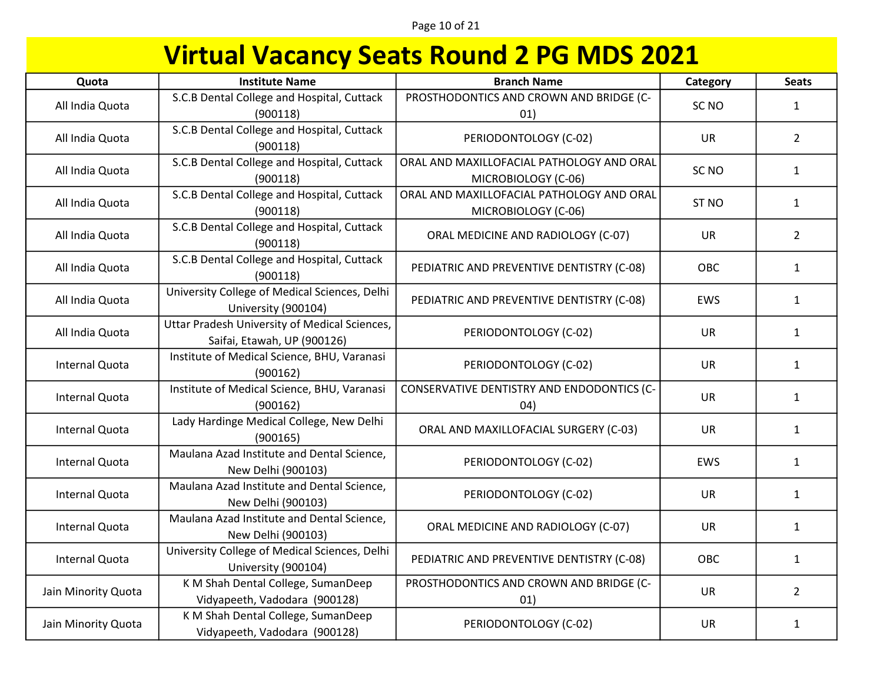# Virtual Vacancy Seats Round 2 PG MDS 2021

| Quota | Institute Name | Branch Name | Category | Seats |
|---|---|---|---|---|
| All India Quota | S.C.B Dental College and Hospital, Cuttack (900118) | PROSTHODONTICS AND CROWN AND BRIDGE (C-01) | SC NO | 1 |
| All India Quota | S.C.B Dental College and Hospital, Cuttack (900118) | PERIODONTOLOGY (C-02) | UR | 2 |
| All India Quota | S.C.B Dental College and Hospital, Cuttack (900118) | ORAL AND MAXILLOFACIAL PATHOLOGY AND ORAL MICROBIOLOGY (C-06) | SC NO | 1 |
| All India Quota | S.C.B Dental College and Hospital, Cuttack (900118) | ORAL AND MAXILLOFACIAL PATHOLOGY AND ORAL MICROBIOLOGY (C-06) | ST NO | 1 |
| All India Quota | S.C.B Dental College and Hospital, Cuttack (900118) | ORAL MEDICINE AND RADIOLOGY (C-07) | UR | 2 |
| All India Quota | S.C.B Dental College and Hospital, Cuttack (900118) | PEDIATRIC AND PREVENTIVE DENTISTRY (C-08) | OBC | 1 |
| All India Quota | University College of Medical Sciences, Delhi University (900104) | PEDIATRIC AND PREVENTIVE DENTISTRY (C-08) | EWS | 1 |
| All India Quota | Uttar Pradesh University of Medical Sciences, Saifai, Etawah, UP (900126) | PERIODONTOLOGY (C-02) | UR | 1 |
| Internal Quota | Institute of Medical Science, BHU, Varanasi (900162) | PERIODONTOLOGY (C-02) | UR | 1 |
| Internal Quota | Institute of Medical Science, BHU, Varanasi (900162) | CONSERVATIVE DENTISTRY AND ENDODONTICS (C-04) | UR | 1 |
| Internal Quota | Lady Hardinge Medical College, New Delhi (900165) | ORAL AND MAXILLOFACIAL SURGERY (C-03) | UR | 1 |
| Internal Quota | Maulana Azad Institute and Dental Science, New Delhi (900103) | PERIODONTOLOGY (C-02) | EWS | 1 |
| Internal Quota | Maulana Azad Institute and Dental Science, New Delhi (900103) | PERIODONTOLOGY (C-02) | UR | 1 |
| Internal Quota | Maulana Azad Institute and Dental Science, New Delhi (900103) | ORAL MEDICINE AND RADIOLOGY (C-07) | UR | 1 |
| Internal Quota | University College of Medical Sciences, Delhi University (900104) | PEDIATRIC AND PREVENTIVE DENTISTRY (C-08) | OBC | 1 |
| Jain Minority Quota | K M Shah Dental College, SumanDeep Vidyapeeth, Vadodara (900128) | PROSTHODONTICS AND CROWN AND BRIDGE (C-01) | UR | 2 |
| Jain Minority Quota | K M Shah Dental College, SumanDeep Vidyapeeth, Vadodara (900128) | PERIODONTOLOGY (C-02) | UR | 1 |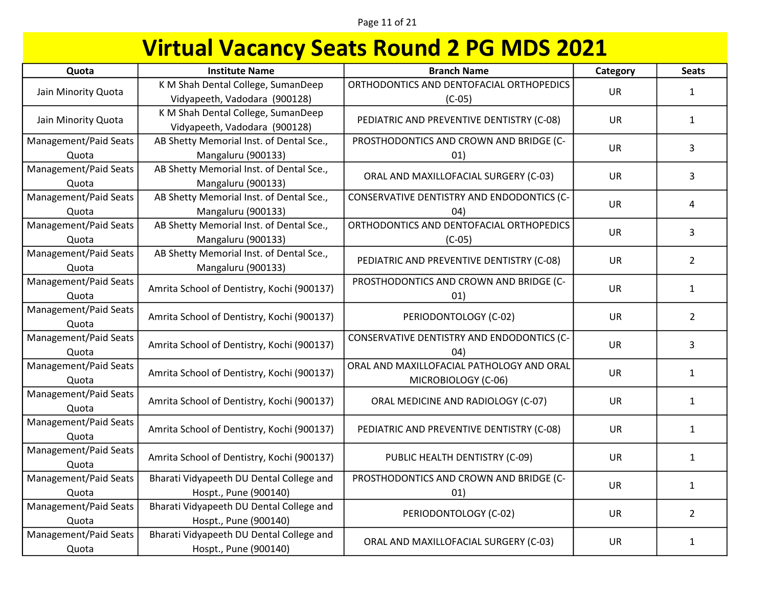# Virtual Vacancy Seats Round 2 PG MDS 2021

| Quota | Institute Name | Branch Name | Category | Seats |
|---|---|---|---|---|
| Jain Minority Quota | K M Shah Dental College, SumanDeep Vidyapeeth, Vadodara (900128) | ORTHODONTICS AND DENTOFACIAL ORTHOPEDICS (C-05) | UR | 1 |
| Jain Minority Quota | K M Shah Dental College, SumanDeep Vidyapeeth, Vadodara (900128) | PEDIATRIC AND PREVENTIVE DENTISTRY (C-08) | UR | 1 |
| Management/Paid Seats Quota | AB Shetty Memorial Inst. of Dental Sce., Mangaluru (900133) | PROSTHODONTICS AND CROWN AND BRIDGE (C-01) | UR | 3 |
| Management/Paid Seats Quota | AB Shetty Memorial Inst. of Dental Sce., Mangaluru (900133) | ORAL AND MAXILLOFACIAL SURGERY (C-03) | UR | 3 |
| Management/Paid Seats Quota | AB Shetty Memorial Inst. of Dental Sce., Mangaluru (900133) | CONSERVATIVE DENTISTRY AND ENDODONTICS (C-04) | UR | 4 |
| Management/Paid Seats Quota | AB Shetty Memorial Inst. of Dental Sce., Mangaluru (900133) | ORTHODONTICS AND DENTOFACIAL ORTHOPEDICS (C-05) | UR | 3 |
| Management/Paid Seats Quota | AB Shetty Memorial Inst. of Dental Sce., Mangaluru (900133) | PEDIATRIC AND PREVENTIVE DENTISTRY (C-08) | UR | 2 |
| Management/Paid Seats Quota | Amrita School of Dentistry, Kochi (900137) | PROSTHODONTICS AND CROWN AND BRIDGE (C-01) | UR | 1 |
| Management/Paid Seats Quota | Amrita School of Dentistry, Kochi (900137) | PERIODONTOLOGY (C-02) | UR | 2 |
| Management/Paid Seats Quota | Amrita School of Dentistry, Kochi (900137) | CONSERVATIVE DENTISTRY AND ENDODONTICS (C-04) | UR | 3 |
| Management/Paid Seats Quota | Amrita School of Dentistry, Kochi (900137) | ORAL AND MAXILLOFACIAL PATHOLOGY AND ORAL MICROBIOLOGY (C-06) | UR | 1 |
| Management/Paid Seats Quota | Amrita School of Dentistry, Kochi (900137) | ORAL MEDICINE AND RADIOLOGY (C-07) | UR | 1 |
| Management/Paid Seats Quota | Amrita School of Dentistry, Kochi (900137) | PEDIATRIC AND PREVENTIVE DENTISTRY (C-08) | UR | 1 |
| Management/Paid Seats Quota | Amrita School of Dentistry, Kochi (900137) | PUBLIC HEALTH DENTISTRY (C-09) | UR | 1 |
| Management/Paid Seats Quota | Bharati Vidyapeeth DU Dental College and Hospt., Pune (900140) | PROSTHODONTICS AND CROWN AND BRIDGE (C-01) | UR | 1 |
| Management/Paid Seats Quota | Bharati Vidyapeeth DU Dental College and Hospt., Pune (900140) | PERIODONTOLOGY (C-02) | UR | 2 |
| Management/Paid Seats Quota | Bharati Vidyapeeth DU Dental College and Hospt., Pune (900140) | ORAL AND MAXILLOFACIAL SURGERY (C-03) | UR | 1 |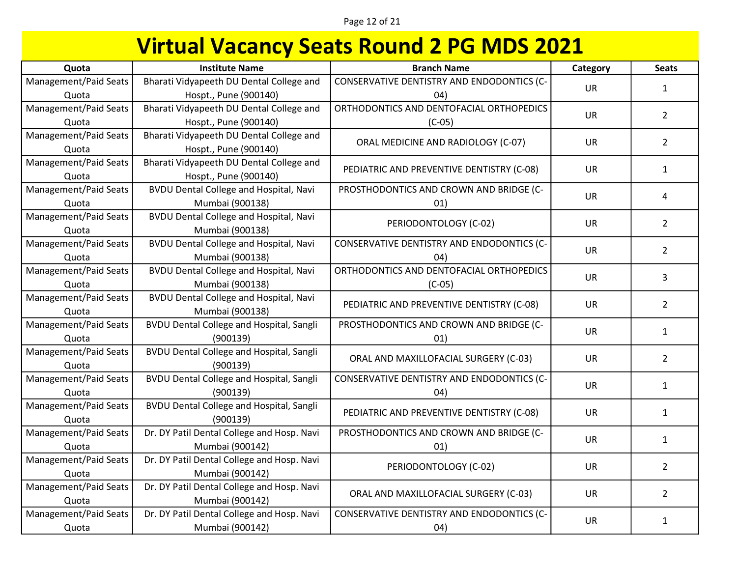# Virtual Vacancy Seats Round 2 PG MDS 2021

| Quota | Institute Name | Branch Name | Category | Seats |
|---|---|---|---|---|
| Management/Paid Seats Quota | Bharati Vidyapeeth DU Dental College and Hospt., Pune (900140) | CONSERVATIVE DENTISTRY AND ENDODONTICS (C-04) | UR | 1 |
| Management/Paid Seats Quota | Bharati Vidyapeeth DU Dental College and Hospt., Pune (900140) | ORTHODONTICS AND DENTOFACIAL ORTHOPEDICS (C-05) | UR | 2 |
| Management/Paid Seats Quota | Bharati Vidyapeeth DU Dental College and Hospt., Pune (900140) | ORAL MEDICINE AND RADIOLOGY (C-07) | UR | 2 |
| Management/Paid Seats Quota | Bharati Vidyapeeth DU Dental College and Hospt., Pune (900140) | PEDIATRIC AND PREVENTIVE DENTISTRY (C-08) | UR | 1 |
| Management/Paid Seats Quota | BVDU Dental College and Hospital, Navi Mumbai (900138) | PROSTHODONTICS AND CROWN AND BRIDGE (C-01) | UR | 4 |
| Management/Paid Seats Quota | BVDU Dental College and Hospital, Navi Mumbai (900138) | PERIODONTOLOGY (C-02) | UR | 2 |
| Management/Paid Seats Quota | BVDU Dental College and Hospital, Navi Mumbai (900138) | CONSERVATIVE DENTISTRY AND ENDODONTICS (C-04) | UR | 2 |
| Management/Paid Seats Quota | BVDU Dental College and Hospital, Navi Mumbai (900138) | ORTHODONTICS AND DENTOFACIAL ORTHOPEDICS (C-05) | UR | 3 |
| Management/Paid Seats Quota | BVDU Dental College and Hospital, Navi Mumbai (900138) | PEDIATRIC AND PREVENTIVE DENTISTRY (C-08) | UR | 2 |
| Management/Paid Seats Quota | BVDU Dental College and Hospital, Sangli (900139) | PROSTHODONTICS AND CROWN AND BRIDGE (C-01) | UR | 1 |
| Management/Paid Seats Quota | BVDU Dental College and Hospital, Sangli (900139) | ORAL AND MAXILLOFACIAL SURGERY (C-03) | UR | 2 |
| Management/Paid Seats Quota | BVDU Dental College and Hospital, Sangli (900139) | CONSERVATIVE DENTISTRY AND ENDODONTICS (C-04) | UR | 1 |
| Management/Paid Seats Quota | BVDU Dental College and Hospital, Sangli (900139) | PEDIATRIC AND PREVENTIVE DENTISTRY (C-08) | UR | 1 |
| Management/Paid Seats Quota | Dr. DY Patil Dental College and Hosp. Navi Mumbai (900142) | PROSTHODONTICS AND CROWN AND BRIDGE (C-01) | UR | 1 |
| Management/Paid Seats Quota | Dr. DY Patil Dental College and Hosp. Navi Mumbai (900142) | PERIODONTOLOGY (C-02) | UR | 2 |
| Management/Paid Seats Quota | Dr. DY Patil Dental College and Hosp. Navi Mumbai (900142) | ORAL AND MAXILLOFACIAL SURGERY (C-03) | UR | 2 |
| Management/Paid Seats Quota | Dr. DY Patil Dental College and Hosp. Navi Mumbai (900142) | CONSERVATIVE DENTISTRY AND ENDODONTICS (C-04) | UR | 1 |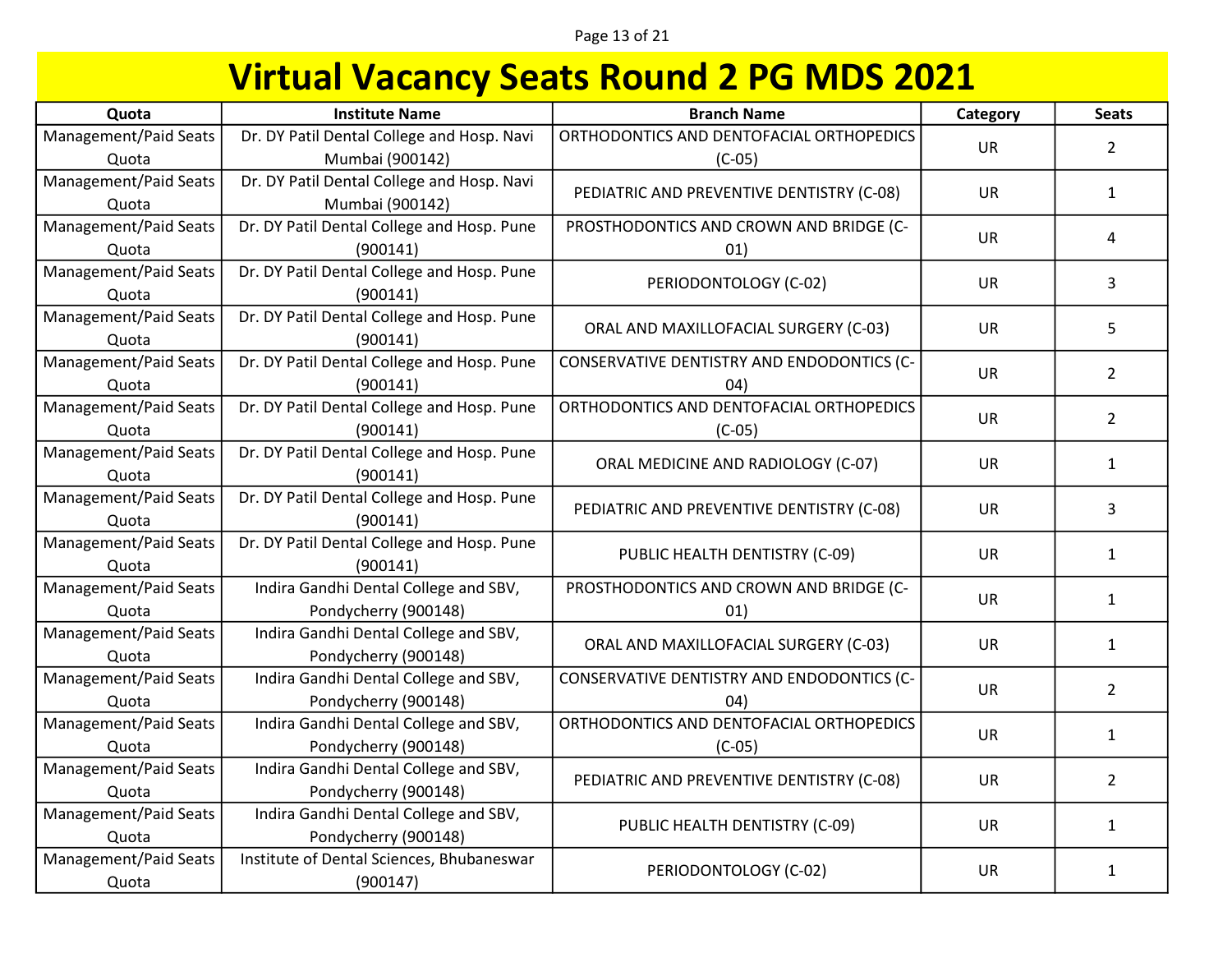# Virtual Vacancy Seats Round 2 PG MDS 2021

| Quota | Institute Name | Branch Name | Category | Seats |
|---|---|---|---|---|
| Management/Paid Seats Quota | Dr. DY Patil Dental College and Hosp. Navi Mumbai (900142) | ORTHODONTICS AND DENTOFACIAL ORTHOPEDICS (C-05) | UR | 2 |
| Management/Paid Seats Quota | Dr. DY Patil Dental College and Hosp. Navi Mumbai (900142) | PEDIATRIC AND PREVENTIVE DENTISTRY (C-08) | UR | 1 |
| Management/Paid Seats Quota | Dr. DY Patil Dental College and Hosp. Pune (900141) | PROSTHODONTICS AND CROWN AND BRIDGE (C-01) | UR | 4 |
| Management/Paid Seats Quota | Dr. DY Patil Dental College and Hosp. Pune (900141) | PERIODONTOLOGY (C-02) | UR | 3 |
| Management/Paid Seats Quota | Dr. DY Patil Dental College and Hosp. Pune (900141) | ORAL AND MAXILLOFACIAL SURGERY (C-03) | UR | 5 |
| Management/Paid Seats Quota | Dr. DY Patil Dental College and Hosp. Pune (900141) | CONSERVATIVE DENTISTRY AND ENDODONTICS (C-04) | UR | 2 |
| Management/Paid Seats Quota | Dr. DY Patil Dental College and Hosp. Pune (900141) | ORTHODONTICS AND DENTOFACIAL ORTHOPEDICS (C-05) | UR | 2 |
| Management/Paid Seats Quota | Dr. DY Patil Dental College and Hosp. Pune (900141) | ORAL MEDICINE AND RADIOLOGY (C-07) | UR | 1 |
| Management/Paid Seats Quota | Dr. DY Patil Dental College and Hosp. Pune (900141) | PEDIATRIC AND PREVENTIVE DENTISTRY (C-08) | UR | 3 |
| Management/Paid Seats Quota | Dr. DY Patil Dental College and Hosp. Pune (900141) | PUBLIC HEALTH DENTISTRY (C-09) | UR | 1 |
| Management/Paid Seats Quota | Indira Gandhi Dental College and SBV, Pondycherry (900148) | PROSTHODONTICS AND CROWN AND BRIDGE (C-01) | UR | 1 |
| Management/Paid Seats Quota | Indira Gandhi Dental College and SBV, Pondycherry (900148) | ORAL AND MAXILLOFACIAL SURGERY (C-03) | UR | 1 |
| Management/Paid Seats Quota | Indira Gandhi Dental College and SBV, Pondycherry (900148) | CONSERVATIVE DENTISTRY AND ENDODONTICS (C-04) | UR | 2 |
| Management/Paid Seats Quota | Indira Gandhi Dental College and SBV, Pondycherry (900148) | ORTHODONTICS AND DENTOFACIAL ORTHOPEDICS (C-05) | UR | 1 |
| Management/Paid Seats Quota | Indira Gandhi Dental College and SBV, Pondycherry (900148) | PEDIATRIC AND PREVENTIVE DENTISTRY (C-08) | UR | 2 |
| Management/Paid Seats Quota | Indira Gandhi Dental College and SBV, Pondycherry (900148) | PUBLIC HEALTH DENTISTRY (C-09) | UR | 1 |
| Management/Paid Seats Quota | Institute of Dental Sciences, Bhubaneswar (900147) | PERIODONTOLOGY (C-02) | UR | 1 |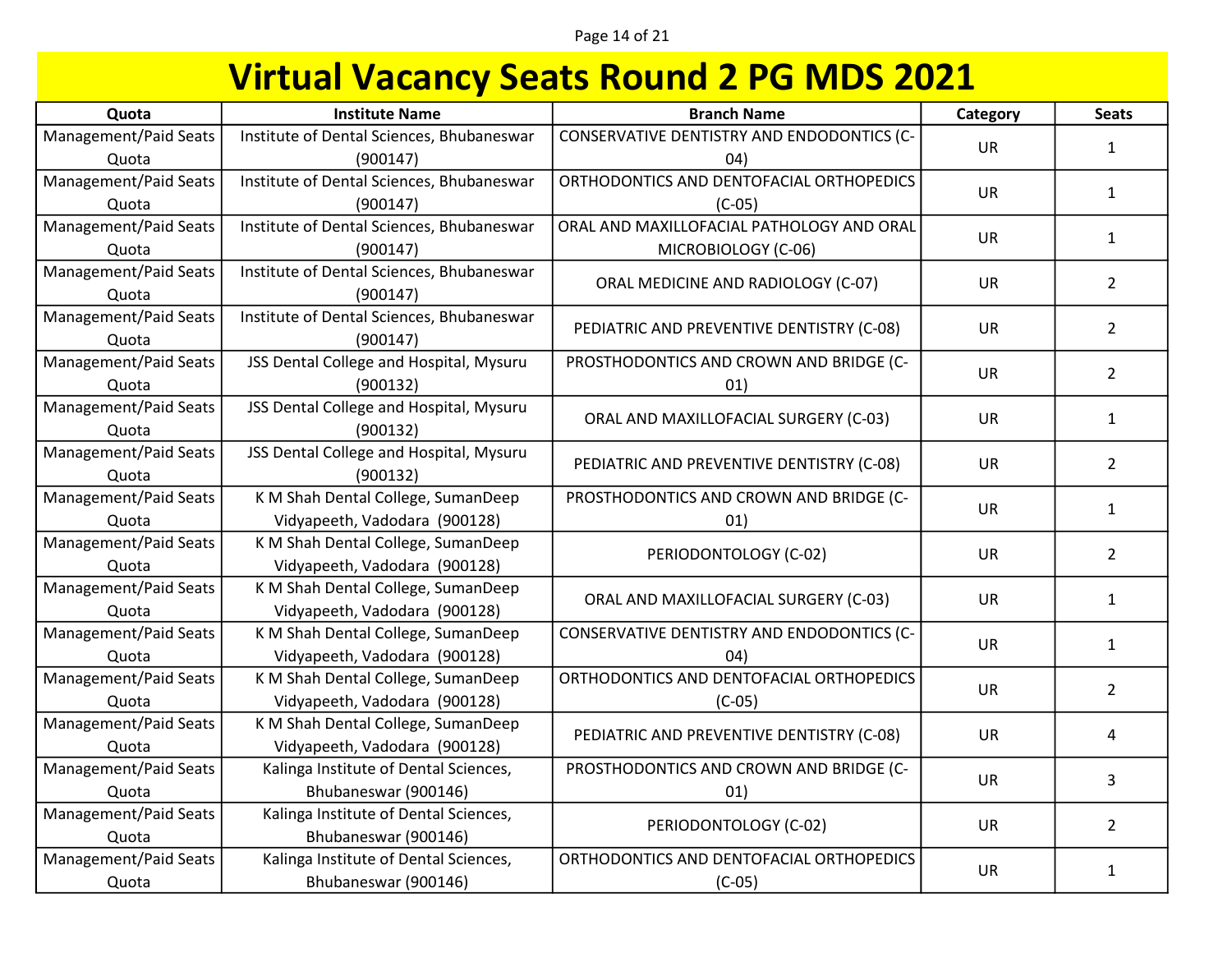# Virtual Vacancy Seats Round 2 PG MDS 2021

| Quota | Institute Name | Branch Name | Category | Seats |
|---|---|---|---|---|
| Management/Paid Seats Quota | Institute of Dental Sciences, Bhubaneswar (900147) | CONSERVATIVE DENTISTRY AND ENDODONTICS (C-04) | UR | 1 |
| Management/Paid Seats Quota | Institute of Dental Sciences, Bhubaneswar (900147) | ORTHODONTICS AND DENTOFACIAL ORTHOPEDICS (C-05) | UR | 1 |
| Management/Paid Seats Quota | Institute of Dental Sciences, Bhubaneswar (900147) | ORAL AND MAXILLOFACIAL PATHOLOGY AND ORAL MICROBIOLOGY (C-06) | UR | 1 |
| Management/Paid Seats Quota | Institute of Dental Sciences, Bhubaneswar (900147) | ORAL MEDICINE AND RADIOLOGY (C-07) | UR | 2 |
| Management/Paid Seats Quota | Institute of Dental Sciences, Bhubaneswar (900147) | PEDIATRIC AND PREVENTIVE DENTISTRY (C-08) | UR | 2 |
| Management/Paid Seats Quota | JSS Dental College and Hospital, Mysuru (900132) | PROSTHODONTICS AND CROWN AND BRIDGE (C-01) | UR | 2 |
| Management/Paid Seats Quota | JSS Dental College and Hospital, Mysuru (900132) | ORAL AND MAXILLOFACIAL SURGERY (C-03) | UR | 1 |
| Management/Paid Seats Quota | JSS Dental College and Hospital, Mysuru (900132) | PEDIATRIC AND PREVENTIVE DENTISTRY (C-08) | UR | 2 |
| Management/Paid Seats Quota | K M Shah Dental College, SumanDeep Vidyapeeth, Vadodara (900128) | PROSTHODONTICS AND CROWN AND BRIDGE (C-01) | UR | 1 |
| Management/Paid Seats Quota | K M Shah Dental College, SumanDeep Vidyapeeth, Vadodara (900128) | PERIODONTOLOGY (C-02) | UR | 2 |
| Management/Paid Seats Quota | K M Shah Dental College, SumanDeep Vidyapeeth, Vadodara (900128) | ORAL AND MAXILLOFACIAL SURGERY (C-03) | UR | 1 |
| Management/Paid Seats Quota | K M Shah Dental College, SumanDeep Vidyapeeth, Vadodara (900128) | CONSERVATIVE DENTISTRY AND ENDODONTICS (C-04) | UR | 1 |
| Management/Paid Seats Quota | K M Shah Dental College, SumanDeep Vidyapeeth, Vadodara (900128) | ORTHODONTICS AND DENTOFACIAL ORTHOPEDICS (C-05) | UR | 2 |
| Management/Paid Seats Quota | K M Shah Dental College, SumanDeep Vidyapeeth, Vadodara (900128) | PEDIATRIC AND PREVENTIVE DENTISTRY (C-08) | UR | 4 |
| Management/Paid Seats Quota | Kalinga Institute of Dental Sciences, Bhubaneswar (900146) | PROSTHODONTICS AND CROWN AND BRIDGE (C-01) | UR | 3 |
| Management/Paid Seats Quota | Kalinga Institute of Dental Sciences, Bhubaneswar (900146) | PERIODONTOLOGY (C-02) | UR | 2 |
| Management/Paid Seats Quota | Kalinga Institute of Dental Sciences, Bhubaneswar (900146) | ORTHODONTICS AND DENTOFACIAL ORTHOPEDICS (C-05) | UR | 1 |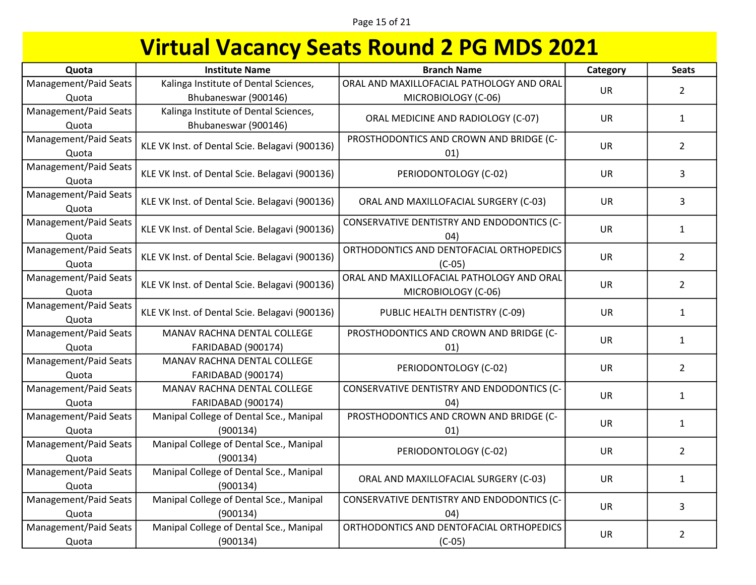# Virtual Vacancy Seats Round 2 PG MDS 2021

| Quota | Institute Name | Branch Name | Category | Seats |
|---|---|---|---|---|
| Management/Paid Seats Quota | Kalinga Institute of Dental Sciences, Bhubaneswar (900146) | ORAL AND MAXILLOFACIAL PATHOLOGY AND ORAL MICROBIOLOGY (C-06) | UR | 2 |
| Management/Paid Seats Quota | Kalinga Institute of Dental Sciences, Bhubaneswar (900146) | ORAL MEDICINE AND RADIOLOGY (C-07) | UR | 1 |
| Management/Paid Seats Quota | KLE VK Inst. of Dental Scie. Belagavi (900136) | PROSTHODONTICS AND CROWN AND BRIDGE (C-01) | UR | 2 |
| Management/Paid Seats Quota | KLE VK Inst. of Dental Scie. Belagavi (900136) | PERIODONTOLOGY (C-02) | UR | 3 |
| Management/Paid Seats Quota | KLE VK Inst. of Dental Scie. Belagavi (900136) | ORAL AND MAXILLOFACIAL SURGERY (C-03) | UR | 3 |
| Management/Paid Seats Quota | KLE VK Inst. of Dental Scie. Belagavi (900136) | CONSERVATIVE DENTISTRY AND ENDODONTICS (C-04) | UR | 1 |
| Management/Paid Seats Quota | KLE VK Inst. of Dental Scie. Belagavi (900136) | ORTHODONTICS AND DENTOFACIAL ORTHOPEDICS (C-05) | UR | 2 |
| Management/Paid Seats Quota | KLE VK Inst. of Dental Scie. Belagavi (900136) | ORAL AND MAXILLOFACIAL PATHOLOGY AND ORAL MICROBIOLOGY (C-06) | UR | 2 |
| Management/Paid Seats Quota | KLE VK Inst. of Dental Scie. Belagavi (900136) | PUBLIC HEALTH DENTISTRY (C-09) | UR | 1 |
| Management/Paid Seats Quota | MANAV RACHNA DENTAL COLLEGE FARIDABAD (900174) | PROSTHODONTICS AND CROWN AND BRIDGE (C-01) | UR | 1 |
| Management/Paid Seats Quota | MANAV RACHNA DENTAL COLLEGE FARIDABAD (900174) | PERIODONTOLOGY (C-02) | UR | 2 |
| Management/Paid Seats Quota | MANAV RACHNA DENTAL COLLEGE FARIDABAD (900174) | CONSERVATIVE DENTISTRY AND ENDODONTICS (C-04) | UR | 1 |
| Management/Paid Seats Quota | Manipal College of Dental Sce., Manipal (900134) | PROSTHODONTICS AND CROWN AND BRIDGE (C-01) | UR | 1 |
| Management/Paid Seats Quota | Manipal College of Dental Sce., Manipal (900134) | PERIODONTOLOGY (C-02) | UR | 2 |
| Management/Paid Seats Quota | Manipal College of Dental Sce., Manipal (900134) | ORAL AND MAXILLOFACIAL SURGERY (C-03) | UR | 1 |
| Management/Paid Seats Quota | Manipal College of Dental Sce., Manipal (900134) | CONSERVATIVE DENTISTRY AND ENDODONTICS (C-04) | UR | 3 |
| Management/Paid Seats Quota | Manipal College of Dental Sce., Manipal (900134) | ORTHODONTICS AND DENTOFACIAL ORTHOPEDICS (C-05) | UR | 2 |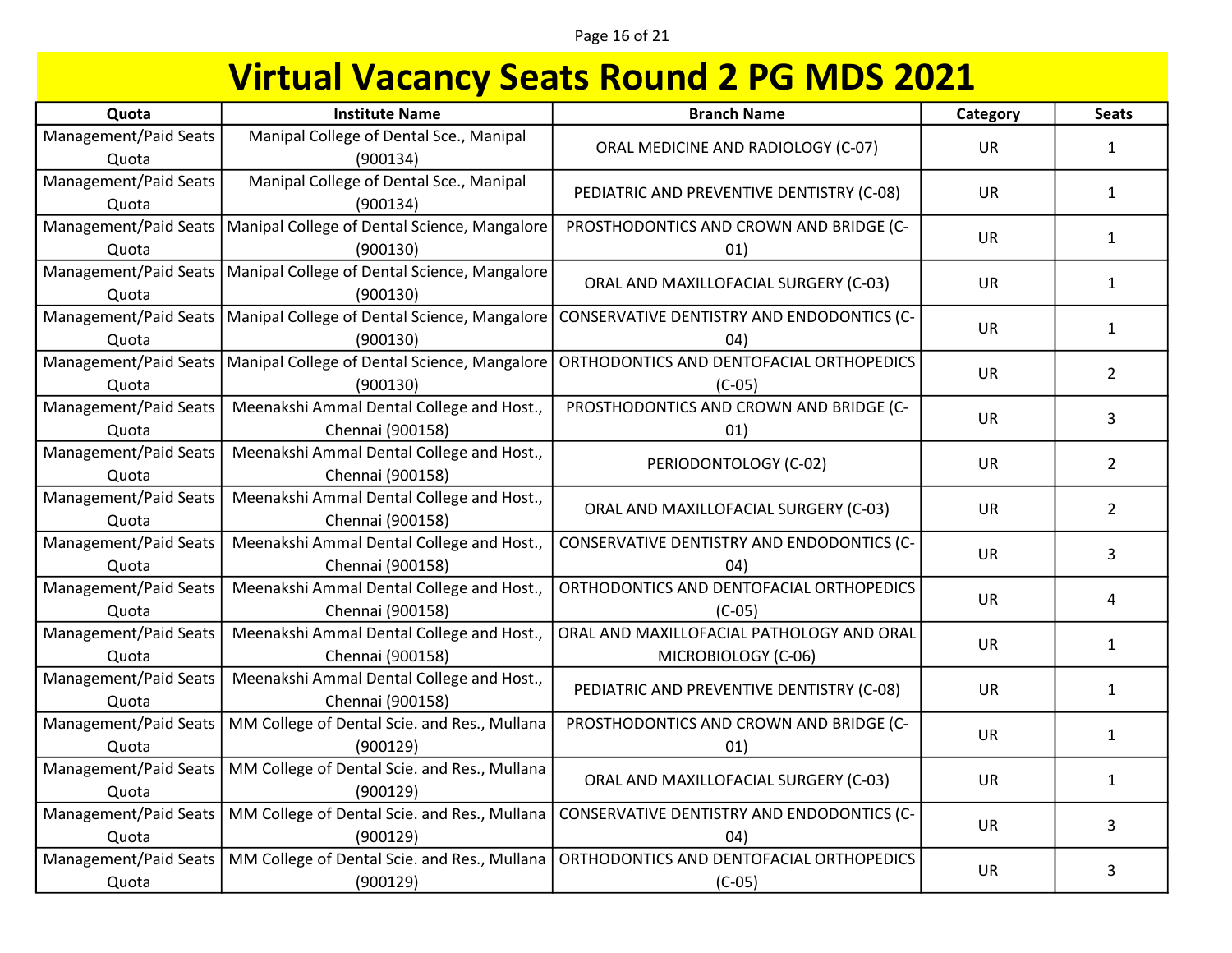# Virtual Vacancy Seats Round 2 PG MDS 2021

| Quota | Institute Name | Branch Name | Category | Seats |
|---|---|---|---|---|
| Management/Paid Seats Quota | Manipal College of Dental Sce., Manipal (900134) | ORAL MEDICINE AND RADIOLOGY (C-07) | UR | 1 |
| Management/Paid Seats Quota | Manipal College of Dental Sce., Manipal (900134) | PEDIATRIC AND PREVENTIVE DENTISTRY (C-08) | UR | 1 |
| Management/Paid Seats Quota | Manipal College of Dental Science, Mangalore (900130) | PROSTHODONTICS AND CROWN AND BRIDGE (C-01) | UR | 1 |
| Management/Paid Seats Quota | Manipal College of Dental Science, Mangalore (900130) | ORAL AND MAXILLOFACIAL SURGERY (C-03) | UR | 1 |
| Management/Paid Seats Quota | Manipal College of Dental Science, Mangalore (900130) | CONSERVATIVE DENTISTRY AND ENDODONTICS (C-04) | UR | 1 |
| Management/Paid Seats Quota | Manipal College of Dental Science, Mangalore (900130) | ORTHODONTICS AND DENTOFACIAL ORTHOPEDICS (C-05) | UR | 2 |
| Management/Paid Seats Quota | Meenakshi Ammal Dental College and Host., Chennai (900158) | PROSTHODONTICS AND CROWN AND BRIDGE (C-01) | UR | 3 |
| Management/Paid Seats Quota | Meenakshi Ammal Dental College and Host., Chennai (900158) | PERIODONTOLOGY (C-02) | UR | 2 |
| Management/Paid Seats Quota | Meenakshi Ammal Dental College and Host., Chennai (900158) | ORAL AND MAXILLOFACIAL SURGERY (C-03) | UR | 2 |
| Management/Paid Seats Quota | Meenakshi Ammal Dental College and Host., Chennai (900158) | CONSERVATIVE DENTISTRY AND ENDODONTICS (C-04) | UR | 3 |
| Management/Paid Seats Quota | Meenakshi Ammal Dental College and Host., Chennai (900158) | ORTHODONTICS AND DENTOFACIAL ORTHOPEDICS (C-05) | UR | 4 |
| Management/Paid Seats Quota | Meenakshi Ammal Dental College and Host., Chennai (900158) | ORAL AND MAXILLOFACIAL PATHOLOGY AND ORAL MICROBIOLOGY (C-06) | UR | 1 |
| Management/Paid Seats Quota | Meenakshi Ammal Dental College and Host., Chennai (900158) | PEDIATRIC AND PREVENTIVE DENTISTRY (C-08) | UR | 1 |
| Management/Paid Seats Quota | MM College of Dental Scie. and Res., Mullana (900129) | PROSTHODONTICS AND CROWN AND BRIDGE (C-01) | UR | 1 |
| Management/Paid Seats Quota | MM College of Dental Scie. and Res., Mullana (900129) | ORAL AND MAXILLOFACIAL SURGERY (C-03) | UR | 1 |
| Management/Paid Seats Quota | MM College of Dental Scie. and Res., Mullana (900129) | CONSERVATIVE DENTISTRY AND ENDODONTICS (C-04) | UR | 3 |
| Management/Paid Seats Quota | MM College of Dental Scie. and Res., Mullana (900129) | ORTHODONTICS AND DENTOFACIAL ORTHOPEDICS (C-05) | UR | 3 |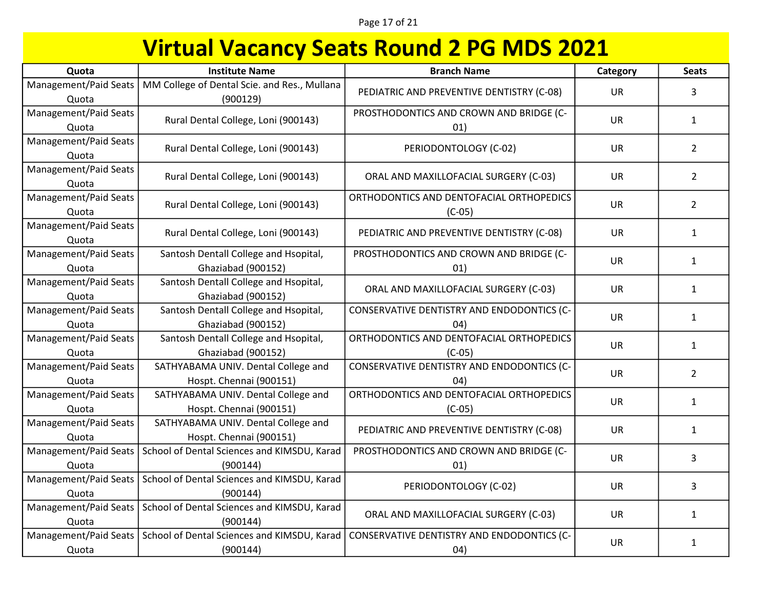# Virtual Vacancy Seats Round 2 PG MDS 2021

| Quota | Institute Name | Branch Name | Category | Seats |
|---|---|---|---|---|
| Management/Paid Seats Quota | MM College of Dental Scie. and Res., Mullana (900129) | PEDIATRIC AND PREVENTIVE DENTISTRY (C-08) | UR | 3 |
| Management/Paid Seats Quota | Rural Dental College, Loni (900143) | PROSTHODONTICS AND CROWN AND BRIDGE (C-01) | UR | 1 |
| Management/Paid Seats Quota | Rural Dental College, Loni (900143) | PERIODONTOLOGY (C-02) | UR | 2 |
| Management/Paid Seats Quota | Rural Dental College, Loni (900143) | ORAL AND MAXILLOFACIAL SURGERY (C-03) | UR | 2 |
| Management/Paid Seats Quota | Rural Dental College, Loni (900143) | ORTHODONTICS AND DENTOFACIAL ORTHOPEDICS (C-05) | UR | 2 |
| Management/Paid Seats Quota | Rural Dental College, Loni (900143) | PEDIATRIC AND PREVENTIVE DENTISTRY (C-08) | UR | 1 |
| Management/Paid Seats Quota | Santosh Dentall College and Hsopital, Ghaziabad (900152) | PROSTHODONTICS AND CROWN AND BRIDGE (C-01) | UR | 1 |
| Management/Paid Seats Quota | Santosh Dentall College and Hsopital, Ghaziabad (900152) | ORAL AND MAXILLOFACIAL SURGERY (C-03) | UR | 1 |
| Management/Paid Seats Quota | Santosh Dentall College and Hsopital, Ghaziabad (900152) | CONSERVATIVE DENTISTRY AND ENDODONTICS (C-04) | UR | 1 |
| Management/Paid Seats Quota | Santosh Dentall College and Hsopital, Ghaziabad (900152) | ORTHODONTICS AND DENTOFACIAL ORTHOPEDICS (C-05) | UR | 1 |
| Management/Paid Seats Quota | SATHYABAMA UNIV. Dental College and Hospt. Chennai (900151) | CONSERVATIVE DENTISTRY AND ENDODONTICS (C-04) | UR | 2 |
| Management/Paid Seats Quota | SATHYABAMA UNIV. Dental College and Hospt. Chennai (900151) | ORTHODONTICS AND DENTOFACIAL ORTHOPEDICS (C-05) | UR | 1 |
| Management/Paid Seats Quota | SATHYABAMA UNIV. Dental College and Hospt. Chennai (900151) | PEDIATRIC AND PREVENTIVE DENTISTRY (C-08) | UR | 1 |
| Management/Paid Seats Quota | School of Dental Sciences and KIMSDU, Karad (900144) | PROSTHODONTICS AND CROWN AND BRIDGE (C-01) | UR | 3 |
| Management/Paid Seats Quota | School of Dental Sciences and KIMSDU, Karad (900144) | PERIODONTOLOGY (C-02) | UR | 3 |
| Management/Paid Seats Quota | School of Dental Sciences and KIMSDU, Karad (900144) | ORAL AND MAXILLOFACIAL SURGERY (C-03) | UR | 1 |
| Management/Paid Seats Quota | School of Dental Sciences and KIMSDU, Karad (900144) | CONSERVATIVE DENTISTRY AND ENDODONTICS (C-04) | UR | 1 |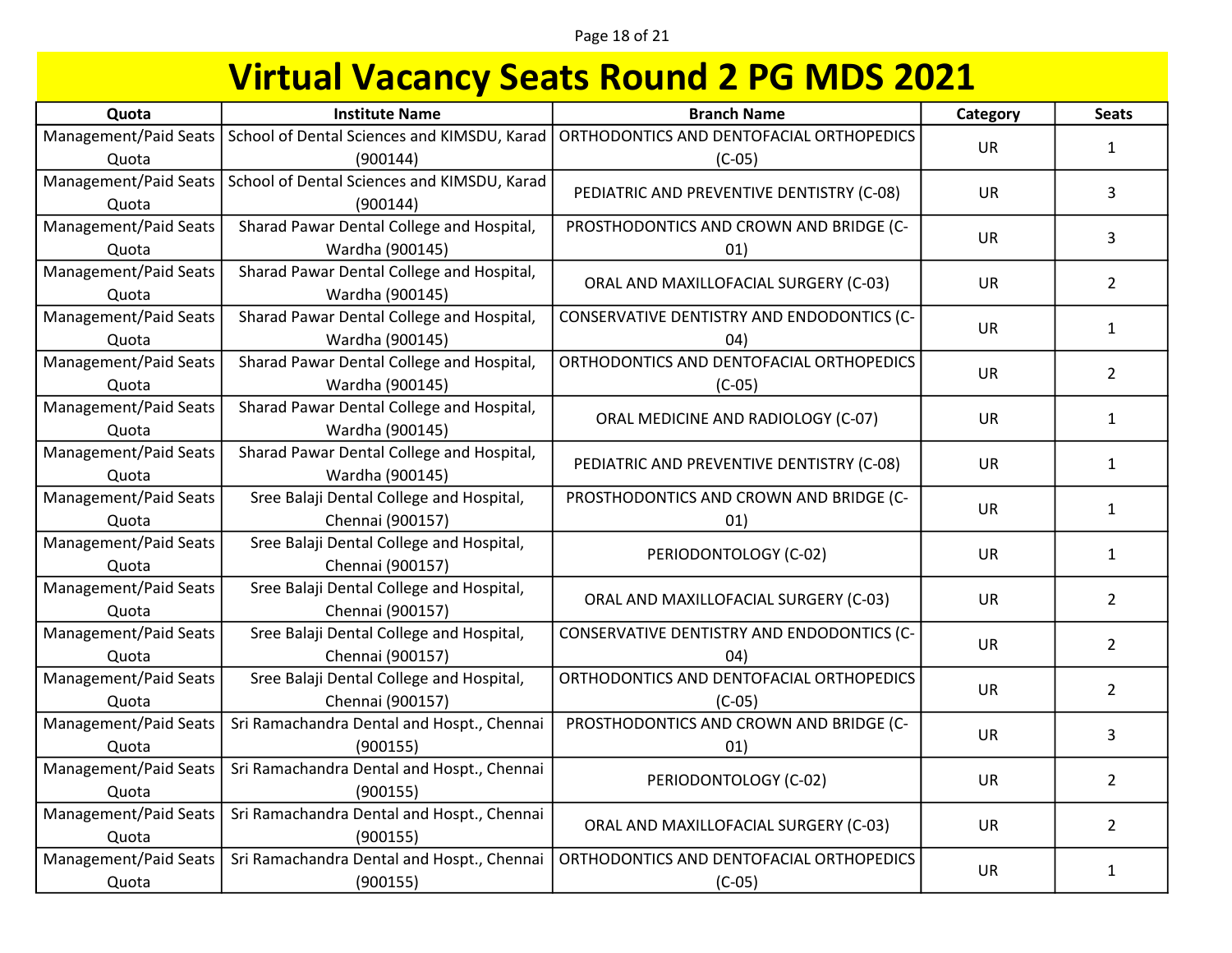# Virtual Vacancy Seats Round 2 PG MDS 2021

| Quota | Institute Name | Branch Name | Category | Seats |
|---|---|---|---|---|
| Management/Paid Seats Quota | School of Dental Sciences and KIMSDU, Karad (900144) | ORTHODONTICS AND DENTOFACIAL ORTHOPEDICS (C-05) | UR | 1 |
| Management/Paid Seats Quota | School of Dental Sciences and KIMSDU, Karad (900144) | PEDIATRIC AND PREVENTIVE DENTISTRY (C-08) | UR | 3 |
| Management/Paid Seats Quota | Sharad Pawar Dental College and Hospital, Wardha (900145) | PROSTHODONTICS AND CROWN AND BRIDGE (C-01) | UR | 3 |
| Management/Paid Seats Quota | Sharad Pawar Dental College and Hospital, Wardha (900145) | ORAL AND MAXILLOFACIAL SURGERY (C-03) | UR | 2 |
| Management/Paid Seats Quota | Sharad Pawar Dental College and Hospital, Wardha (900145) | CONSERVATIVE DENTISTRY AND ENDODONTICS (C-04) | UR | 1 |
| Management/Paid Seats Quota | Sharad Pawar Dental College and Hospital, Wardha (900145) | ORTHODONTICS AND DENTOFACIAL ORTHOPEDICS (C-05) | UR | 2 |
| Management/Paid Seats Quota | Sharad Pawar Dental College and Hospital, Wardha (900145) | ORAL MEDICINE AND RADIOLOGY (C-07) | UR | 1 |
| Management/Paid Seats Quota | Sharad Pawar Dental College and Hospital, Wardha (900145) | PEDIATRIC AND PREVENTIVE DENTISTRY (C-08) | UR | 1 |
| Management/Paid Seats Quota | Sree Balaji Dental College and Hospital, Chennai (900157) | PROSTHODONTICS AND CROWN AND BRIDGE (C-01) | UR | 1 |
| Management/Paid Seats Quota | Sree Balaji Dental College and Hospital, Chennai (900157) | PERIODONTOLOGY (C-02) | UR | 1 |
| Management/Paid Seats Quota | Sree Balaji Dental College and Hospital, Chennai (900157) | ORAL AND MAXILLOFACIAL SURGERY (C-03) | UR | 2 |
| Management/Paid Seats Quota | Sree Balaji Dental College and Hospital, Chennai (900157) | CONSERVATIVE DENTISTRY AND ENDODONTICS (C-04) | UR | 2 |
| Management/Paid Seats Quota | Sree Balaji Dental College and Hospital, Chennai (900157) | ORTHODONTICS AND DENTOFACIAL ORTHOPEDICS (C-05) | UR | 2 |
| Management/Paid Seats Quota | Sri Ramachandra Dental and Hospt., Chennai (900155) | PROSTHODONTICS AND CROWN AND BRIDGE (C-01) | UR | 3 |
| Management/Paid Seats Quota | Sri Ramachandra Dental and Hospt., Chennai (900155) | PERIODONTOLOGY (C-02) | UR | 2 |
| Management/Paid Seats Quota | Sri Ramachandra Dental and Hospt., Chennai (900155) | ORAL AND MAXILLOFACIAL SURGERY (C-03) | UR | 2 |
| Management/Paid Seats Quota | Sri Ramachandra Dental and Hospt., Chennai (900155) | ORTHODONTICS AND DENTOFACIAL ORTHOPEDICS (C-05) | UR | 1 |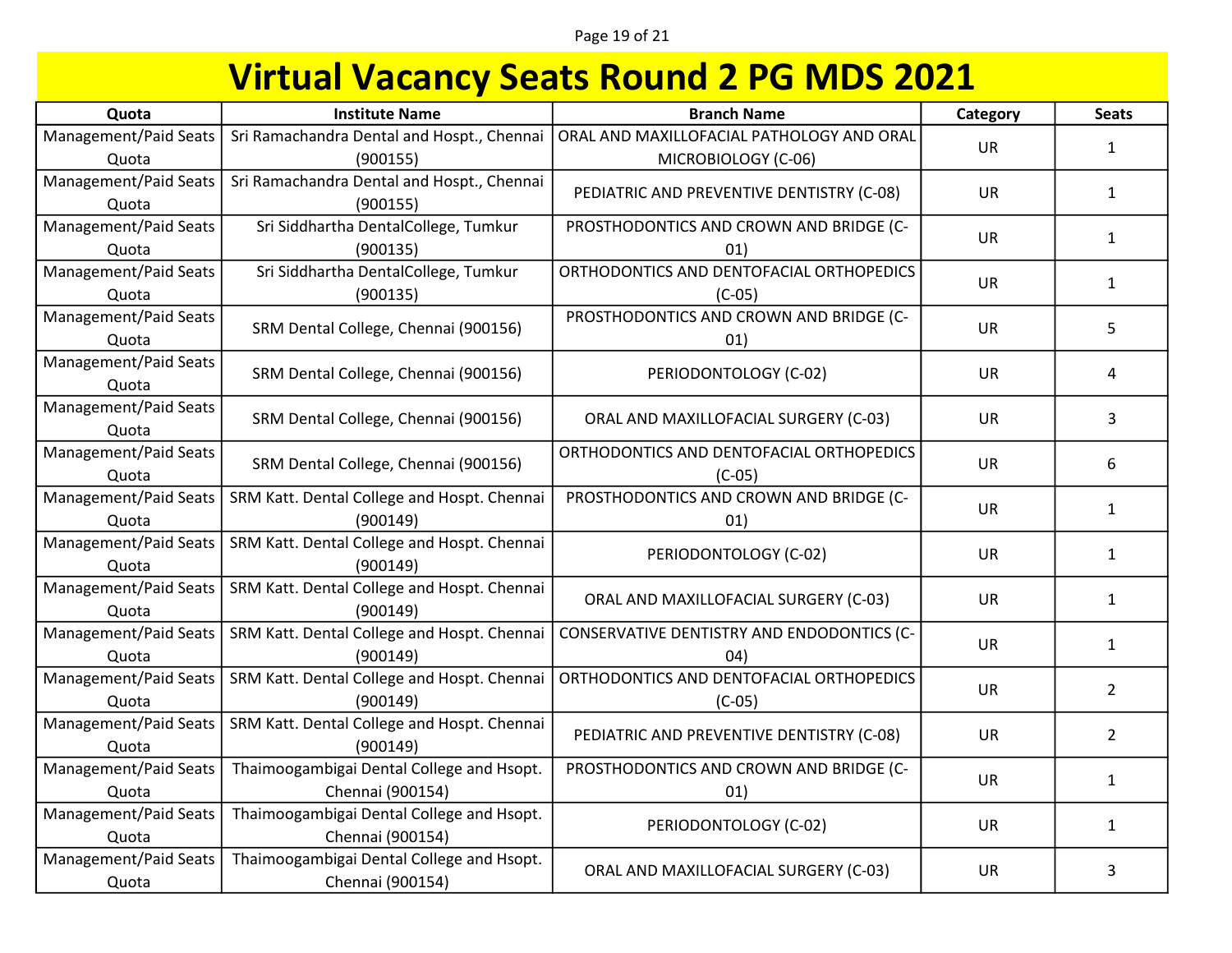# Virtual Vacancy Seats Round 2 PG MDS 2021

| Quota | Institute Name | Branch Name | Category | Seats |
|---|---|---|---|---|
| Management/Paid Seats Quota | Sri Ramachandra Dental and Hospt., Chennai (900155) | ORAL AND MAXILLOFACIAL PATHOLOGY AND ORAL MICROBIOLOGY (C-06) | UR | 1 |
| Management/Paid Seats Quota | Sri Ramachandra Dental and Hospt., Chennai (900155) | PEDIATRIC AND PREVENTIVE DENTISTRY (C-08) | UR | 1 |
| Management/Paid Seats Quota | Sri Siddhartha DentalCollege, Tumkur (900135) | PROSTHODONTICS AND CROWN AND BRIDGE (C-01) | UR | 1 |
| Management/Paid Seats Quota | Sri Siddhartha DentalCollege, Tumkur (900135) | ORTHODONTICS AND DENTOFACIAL ORTHOPEDICS (C-05) | UR | 1 |
| Management/Paid Seats Quota | SRM Dental College, Chennai (900156) | PROSTHODONTICS AND CROWN AND BRIDGE (C-01) | UR | 5 |
| Management/Paid Seats Quota | SRM Dental College, Chennai (900156) | PERIODONTOLOGY (C-02) | UR | 4 |
| Management/Paid Seats Quota | SRM Dental College, Chennai (900156) | ORAL AND MAXILLOFACIAL SURGERY (C-03) | UR | 3 |
| Management/Paid Seats Quota | SRM Dental College, Chennai (900156) | ORTHODONTICS AND DENTOFACIAL ORTHOPEDICS (C-05) | UR | 6 |
| Management/Paid Seats Quota | SRM Katt. Dental College and Hospt. Chennai (900149) | PROSTHODONTICS AND CROWN AND BRIDGE (C-01) | UR | 1 |
| Management/Paid Seats Quota | SRM Katt. Dental College and Hospt. Chennai (900149) | PERIODONTOLOGY (C-02) | UR | 1 |
| Management/Paid Seats Quota | SRM Katt. Dental College and Hospt. Chennai (900149) | ORAL AND MAXILLOFACIAL SURGERY (C-03) | UR | 1 |
| Management/Paid Seats Quota | SRM Katt. Dental College and Hospt. Chennai (900149) | CONSERVATIVE DENTISTRY AND ENDODONTICS (C-04) | UR | 1 |
| Management/Paid Seats Quota | SRM Katt. Dental College and Hospt. Chennai (900149) | ORTHODONTICS AND DENTOFACIAL ORTHOPEDICS (C-05) | UR | 2 |
| Management/Paid Seats Quota | SRM Katt. Dental College and Hospt. Chennai (900149) | PEDIATRIC AND PREVENTIVE DENTISTRY (C-08) | UR | 2 |
| Management/Paid Seats Quota | Thaimoogambigai Dental College and Hsopt. Chennai (900154) | PROSTHODONTICS AND CROWN AND BRIDGE (C-01) | UR | 1 |
| Management/Paid Seats Quota | Thaimoogambigai Dental College and Hsopt. Chennai (900154) | PERIODONTOLOGY (C-02) | UR | 1 |
| Management/Paid Seats Quota | Thaimoogambigai Dental College and Hsopt. Chennai (900154) | ORAL AND MAXILLOFACIAL SURGERY (C-03) | UR | 3 |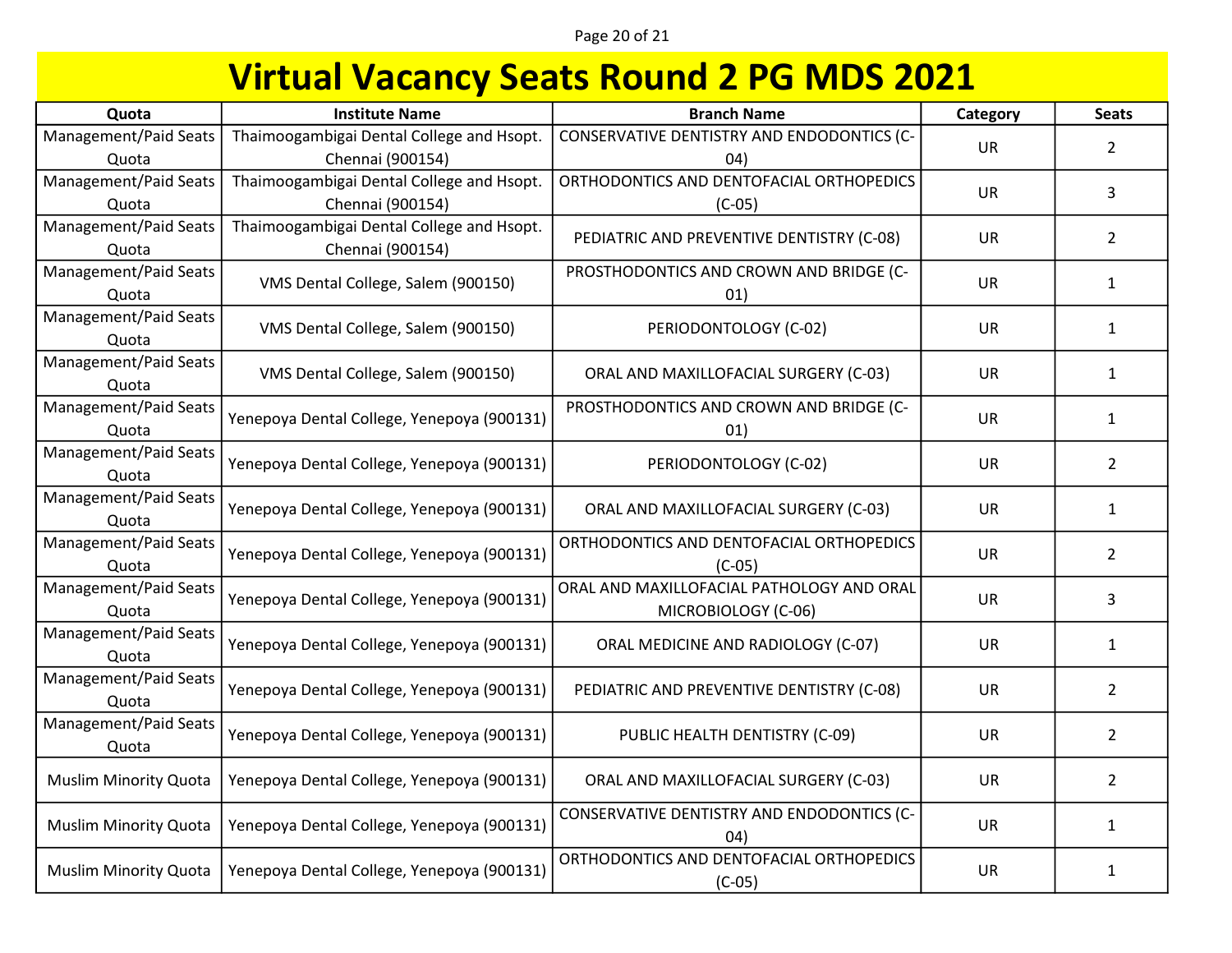# Virtual Vacancy Seats Round 2 PG MDS 2021

| Quota | Institute Name | Branch Name | Category | Seats |
|---|---|---|---|---|
| Management/Paid Seats Quota | Thaimoogambigai Dental College and Hsopt. Chennai (900154) | CONSERVATIVE DENTISTRY AND ENDODONTICS (C-04) | UR | 2 |
| Management/Paid Seats Quota | Thaimoogambigai Dental College and Hsopt. Chennai (900154) | ORTHODONTICS AND DENTOFACIAL ORTHOPEDICS (C-05) | UR | 3 |
| Management/Paid Seats Quota | Thaimoogambigai Dental College and Hsopt. Chennai (900154) | PEDIATRIC AND PREVENTIVE DENTISTRY (C-08) | UR | 2 |
| Management/Paid Seats Quota | VMS Dental College, Salem (900150) | PROSTHODONTICS AND CROWN AND BRIDGE (C-01) | UR | 1 |
| Management/Paid Seats Quota | VMS Dental College, Salem (900150) | PERIODONTOLOGY (C-02) | UR | 1 |
| Management/Paid Seats Quota | VMS Dental College, Salem (900150) | ORAL AND MAXILLOFACIAL SURGERY (C-03) | UR | 1 |
| Management/Paid Seats Quota | Yenepoya Dental College, Yenepoya (900131) | PROSTHODONTICS AND CROWN AND BRIDGE (C-01) | UR | 1 |
| Management/Paid Seats Quota | Yenepoya Dental College, Yenepoya (900131) | PERIODONTOLOGY (C-02) | UR | 2 |
| Management/Paid Seats Quota | Yenepoya Dental College, Yenepoya (900131) | ORAL AND MAXILLOFACIAL SURGERY (C-03) | UR | 1 |
| Management/Paid Seats Quota | Yenepoya Dental College, Yenepoya (900131) | ORTHODONTICS AND DENTOFACIAL ORTHOPEDICS (C-05) | UR | 2 |
| Management/Paid Seats Quota | Yenepoya Dental College, Yenepoya (900131) | ORAL AND MAXILLOFACIAL PATHOLOGY AND ORAL MICROBIOLOGY (C-06) | UR | 3 |
| Management/Paid Seats Quota | Yenepoya Dental College, Yenepoya (900131) | ORAL MEDICINE AND RADIOLOGY (C-07) | UR | 1 |
| Management/Paid Seats Quota | Yenepoya Dental College, Yenepoya (900131) | PEDIATRIC AND PREVENTIVE DENTISTRY (C-08) | UR | 2 |
| Management/Paid Seats Quota | Yenepoya Dental College, Yenepoya (900131) | PUBLIC HEALTH DENTISTRY (C-09) | UR | 2 |
| Muslim Minority Quota | Yenepoya Dental College, Yenepoya (900131) | ORAL AND MAXILLOFACIAL SURGERY (C-03) | UR | 2 |
| Muslim Minority Quota | Yenepoya Dental College, Yenepoya (900131) | CONSERVATIVE DENTISTRY AND ENDODONTICS (C-04) | UR | 1 |
| Muslim Minority Quota | Yenepoya Dental College, Yenepoya (900131) | ORTHODONTICS AND DENTOFACIAL ORTHOPEDICS (C-05) | UR | 1 |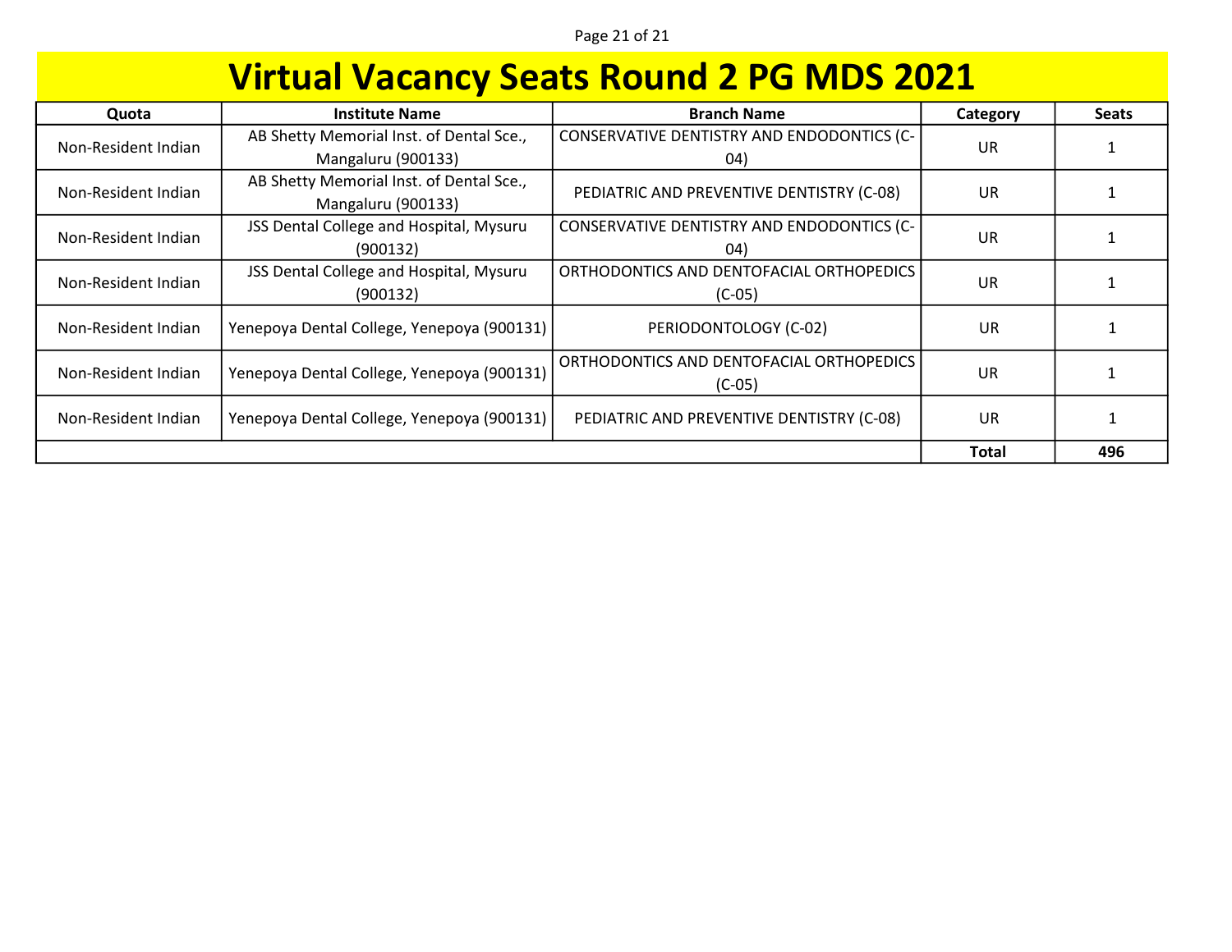# Virtual Vacancy Seats Round 2 PG MDS 2021

| Quota | Institute Name | Branch Name | Category | Seats |
|---|---|---|---|---|
| Non-Resident Indian | AB Shetty Memorial Inst. of Dental Sce., Mangaluru (900133) | CONSERVATIVE DENTISTRY AND ENDODONTICS (C-04) | UR | 1 |
| Non-Resident Indian | AB Shetty Memorial Inst. of Dental Sce., Mangaluru (900133) | PEDIATRIC AND PREVENTIVE DENTISTRY (C-08) | UR | 1 |
| Non-Resident Indian | JSS Dental College and Hospital, Mysuru (900132) | CONSERVATIVE DENTISTRY AND ENDODONTICS (C-04) | UR | 1 |
| Non-Resident Indian | JSS Dental College and Hospital, Mysuru (900132) | ORTHODONTICS AND DENTOFACIAL ORTHOPEDICS (C-05) | UR | 1 |
| Non-Resident Indian | Yenepoya Dental College, Yenepoya (900131) | PERIODONTOLOGY (C-02) | UR | 1 |
| Non-Resident Indian | Yenepoya Dental College, Yenepoya (900131) | ORTHODONTICS AND DENTOFACIAL ORTHOPEDICS (C-05) | UR | 1 |
| Non-Resident Indian | Yenepoya Dental College, Yenepoya (900131) | PEDIATRIC AND PREVENTIVE DENTISTRY (C-08) | UR | 1 |
| | | | **Total** | **496** |